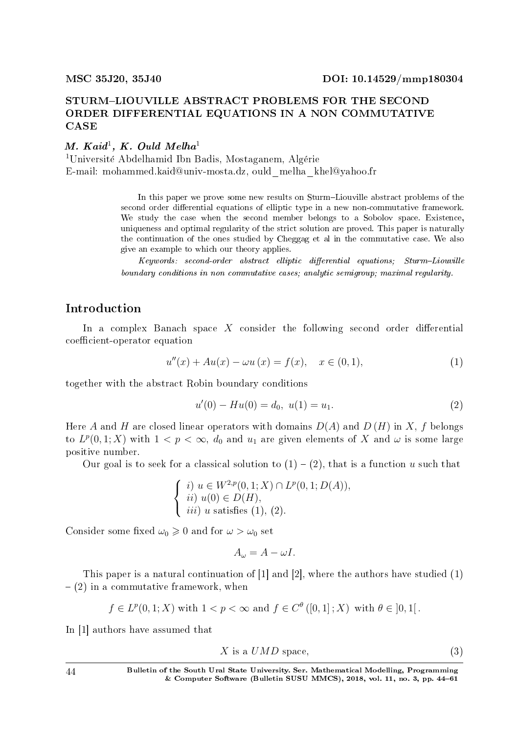MSC 35J20, 35J40 DOI: 10.14529/mmp180304

# STURM–LIOUVILLE ABSTRACT PROBLEMS FOR THE SECOND ORDER DIFFERENTIAL EQUATIONS IN A NON COMMUTATIVE CASE

***M. Kaid*[1], *K. Ould Melha*[1]**

[1]Université Abdelhamid Ibn Badis, Mostaganem, Algérie
E-mail: mohammed.kaid@univ-mosta.dz, ould_melha_khel@yahoo.fr

In this paper we prove some new results on Sturm–Liouville abstract problems of the second order differential equations of elliptic type in a new non-commutative framework. We study the case when the second member belongs to a Sobolov space. Existence, uniqueness and optimal regularity of the strict solution are proved. This paper is naturally the continuation of the ones studied by Cheggag et al in the commutative case. We also give an example to which our theory applies.

*Keywords: second-order abstract elliptic differential equations; Sturm–Liouville boundary conditions in non commutative cases; analytic semigroup; maximal regularity.*

## Introduction

In a complex Banach space $X$ consider the following second order differential coefficient-operator equation

$$u''(x) + Au(x) - \omega u(x) = f(x), \quad x \in (0,1), \tag{1}$$

together with the abstract Robin boundary conditions

$$u'(0) - Hu(0) = d_0, \ u(1) = u_1. \tag{2}$$

Here $A$ and $H$ are closed linear operators with domains $D(A)$ and $D(H)$ in $X$, $f$ belongs to $L^p(0,1;X)$ with $1 < p < \infty$, $d_0$ and $u_1$ are given elements of $X$ and $\omega$ is some large positive number.

Our goal is to seek for a classical solution to (1) – (2), that is a function $u$ such that

$$\begin{cases} i) \ u \in W^{2,p}(0,1;X) \cap L^p(0,1;D(A)), \\ ii) \ u(0) \in D(H), \\ iii) \ u \text{ satisfies (1), (2)}. \end{cases}$$

Consider some fixed $\omega_0 \geqslant 0$ and for $\omega > \omega_0$ set

$$A_\omega = A - \omega I.$$

This paper is a natural continuation of [1] and [2], where the authors have studied (1) – (2) in a commutative framework, when

$$f \in L^p(0,1;X) \text{ with } 1 < p < \infty \text{ and } f \in C^\theta([0,1];X) \text{ with } \theta \in ]0,1[.$$

In [1] authors have assumed that

$$X \text{ is a } UMD \text{ space}, \tag{3}$$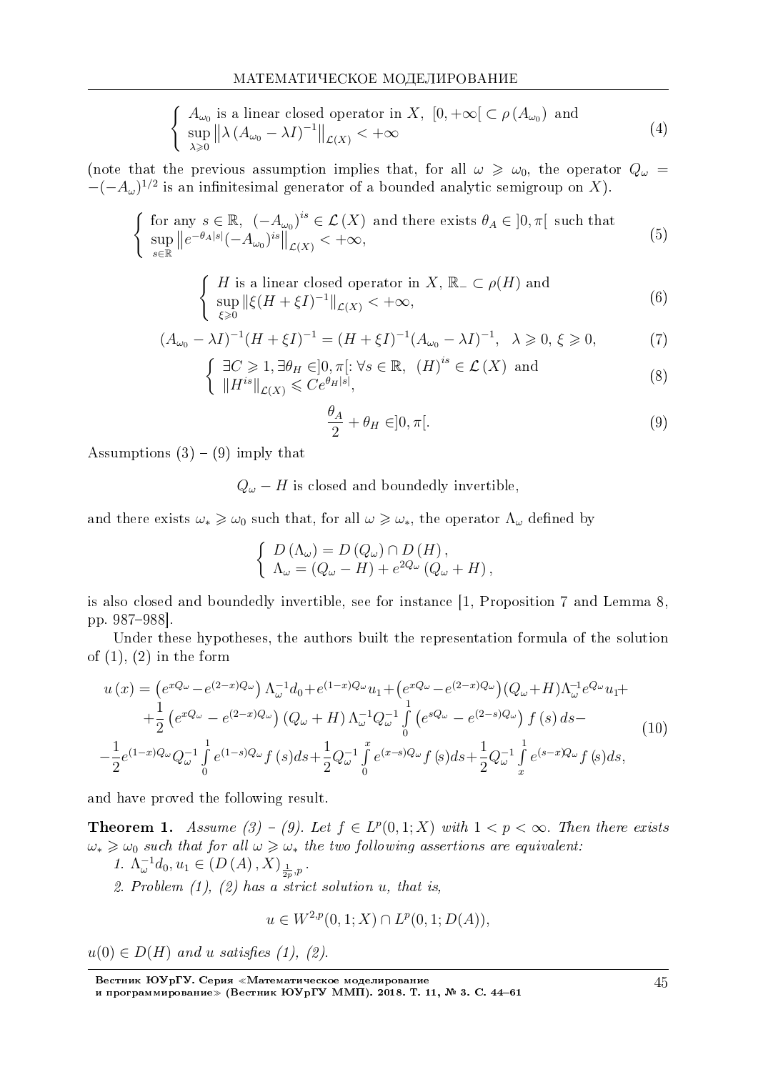$$
\left\{\begin{array}{l}
A_{\omega_0} \text{ is a linear closed operator in } X,\ [0,+\infty[\ \subset \rho\left(A_{\omega_0}\right) \text{ and} \\
\sup\limits_{\lambda \geqslant 0}\left\|\lambda\left(A_{\omega_0}-\lambda I\right)^{-1}\right\|_{\mathcal{L}(X)}<+\infty
\end{array}\right. \tag{4}
$$

(note that the previous assumption implies that, for all $\omega \geqslant \omega_0$, the operator $Q_\omega = -(-A_\omega)^{1/2}$ is an infinitesimal generator of a bounded analytic semigroup on $X$).

$$
\left\{\begin{array}{l}
\text{for any } s \in \mathbb{R},\ \left(-A_{\omega_0}\right)^{is} \in \mathcal{L}(X) \text{ and there exists } \theta_A \in\ ]0, \pi[\ \text{ such that} \\
\sup\limits_{s \in \mathbb{R}}\left\|e^{-\theta_A|s|}(-A_{\omega_0})^{is}\right\|_{\mathcal{L}(X)}<+\infty,
\end{array}\right. \tag{5}
$$

$$
\left\{\begin{array}{l}
H \text{ is a linear closed operator in } X,\ \mathbb{R}_- \subset \rho(H) \text{ and} \\
\sup\limits_{\xi \geqslant 0}\|\xi(H+\xi I)^{-1}\|_{\mathcal{L}(X)}<+\infty,
\end{array}\right. \tag{6}
$$

$$
(A_{\omega_0}-\lambda I)^{-1}(H+\xi I)^{-1}=(H+\xi I)^{-1}(A_{\omega_0}-\lambda I)^{-1}, \quad \lambda \geqslant 0,\ \xi \geqslant 0, \tag{7}
$$

$$
\left\{\begin{array}{l}
\exists C \geqslant 1, \exists \theta_H \in ]0, \pi[: \forall s \in \mathbb{R},\ (H)^{is} \in \mathcal{L}(X) \text{ and} \\
\|H^{is}\|_{\mathcal{L}(X)} \leqslant C e^{\theta_H|s|},
\end{array}\right. \tag{8}
$$

$$
\frac{\theta_A}{2}+\theta_H \in ]0, \pi[. \tag{9}
$$

Assumptions (3) – (9) imply that

$$
Q_\omega - H \text{ is closed and boundedly invertible,}
$$

and there exists $\omega_* \geqslant \omega_0$ such that, for all $\omega \geqslant \omega_*$, the operator $\Lambda_\omega$ defined by

$$
\left\{\begin{array}{l}
D\left(\Lambda_\omega\right)=D\left(Q_\omega\right) \cap D(H), \\
\Lambda_\omega=\left(Q_\omega-H\right)+e^{2 Q_\omega}\left(Q_\omega+H\right),
\end{array}\right.
$$

is also closed and boundedly invertible, see for instance [1, Proposition 7 and Lemma 8, pp. 987–988].

Under these hypotheses, the authors built the representation formula of the solution of (1), (2) in the form

$$
\begin{aligned}
u(x)= & \left(e^{xQ_\omega}-e^{(2-x)Q_\omega}\right)\Lambda_\omega^{-1}d_0+e^{(1-x)Q_\omega}u_1+\left(e^{xQ_\omega}-e^{(2-x)Q_\omega}\right)(Q_\omega+H)\Lambda_\omega^{-1}e^{Q_\omega}u_1+ \\
& +\frac{1}{2}\left(e^{xQ_\omega}-e^{(2-x)Q_\omega}\right)\left(Q_\omega+H\right)\Lambda_\omega^{-1}Q_\omega^{-1}\int_0^1\left(e^{sQ_\omega}-e^{(2-s)Q_\omega}\right)f(s)\,ds- \\
& -\frac{1}{2}e^{(1-x)Q_\omega}Q_\omega^{-1}\int_0^1 e^{(1-s)Q_\omega}f(s)ds+\frac{1}{2}Q_\omega^{-1}\int_0^x e^{(x-s)Q_\omega}f(s)ds+\frac{1}{2}Q_\omega^{-1}\int_x^1 e^{(s-x)Q_\omega}f(s)ds,
\end{aligned} \tag{10}
$$

and have proved the following result.

**Theorem 1.** *Assume (3) – (9). Let $f \in L^p(0,1;X)$ with $1<p<\infty$. Then there exists $\omega_* \geqslant \omega_0$ such that for all $\omega \geqslant \omega_*$ the two following assertions are equivalent:*

*1. $\Lambda_\omega^{-1}d_0, u_1 \in (D(A), X)_{\frac{1}{2p},p}$.*

*2. Problem (1), (2) has a strict solution $u$, that is,*

$$
u \in W^{2,p}(0,1;X) \cap L^p(0,1;D(A)),
$$

*$u(0) \in D(H)$ and $u$ satisfies (1), (2).*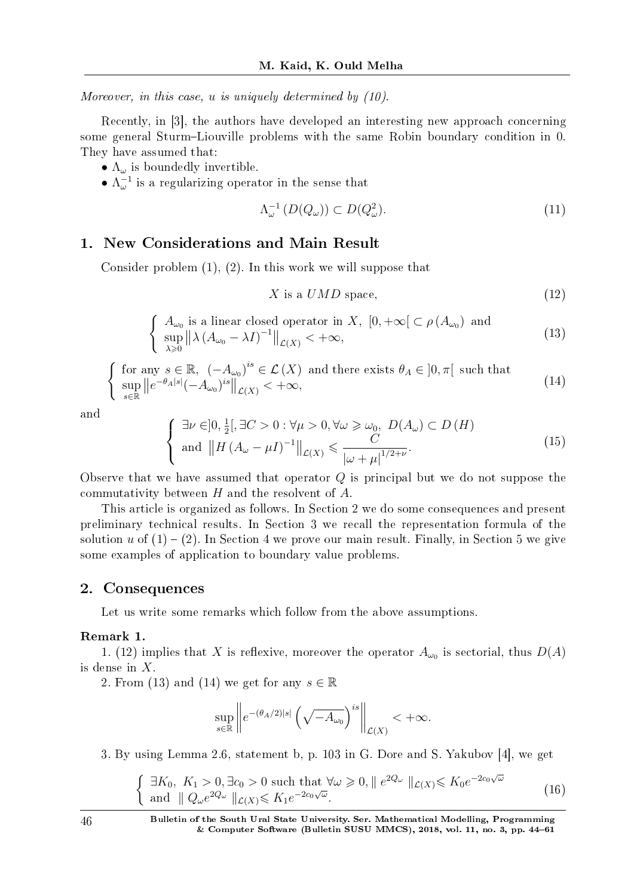*Moreover, in this case, u is uniquely determined by (10).*

Recently, in [3], the authors have developed an interesting new approach concerning some general Sturm–Liouville problems with the same Robin boundary condition in 0. They have assumed that:

- $\Lambda_\omega$ is boundedly invertible.
- $\Lambda_\omega^{-1}$ is a regularizing operator in the sense that

$$\Lambda_\omega^{-1}\left(D(Q_\omega)\right) \subset D(Q_\omega^2). \tag{11}$$

## 1. New Considerations and Main Result

Consider problem (1), (2). In this work we will suppose that

$$X \text{ is a } UMD \text{ space,} \tag{12}$$

$$\left\{ \begin{array}{l} A_{\omega_0} \text{ is a linear closed operator in } X,\ [0,+\infty[\ \subset \rho\left(A_{\omega_0}\right) \text{ and} \\ \sup\limits_{\lambda \geqslant 0} \left\| \lambda \left(A_{\omega_0} - \lambda I\right)^{-1} \right\|_{\mathcal{L}(X)} < +\infty, \end{array} \right. \tag{13}$$

$$\left\{ \begin{array}{l} \text{for any } s \in \mathbb{R},\ \left(-A_{\omega_0}\right)^{is} \in \mathcal{L}\left(X\right) \text{ and there exists } \theta_A \in ]0,\pi[ \text{ such that} \\ \sup\limits_{s \in \mathbb{R}} \left\| e^{-\theta_A |s|} (-A_{\omega_0})^{is} \right\|_{\mathcal{L}(X)} < +\infty, \end{array} \right. \tag{14}$$

and

$$\left\{ \begin{array}{l} \exists \nu \in ]0, \frac{1}{2}[, \exists C > 0 : \forall \mu > 0, \forall \omega \geqslant \omega_0,\ D(A_\omega) \subset D\left(H\right) \\ \text{and } \left\| H\left(A_\omega - \mu I\right)^{-1} \right\|_{\mathcal{L}(X)} \leqslant \dfrac{C}{\left|\omega + \mu\right|^{1/2+\nu}}. \end{array} \right. \tag{15}$$

Observe that we have assumed that operator $Q$ is principal but we do not suppose the commutativity between $H$ and the resolvent of $A$.

This article is organized as follows. In Section 2 we do some consequences and present preliminary technical results. In Section 3 we recall the representation formula of the solution $u$ of (1) – (2). In Section 4 we prove our main result. Finally, in Section 5 we give some examples of application to boundary value problems.

## 2. Consequences

Let us write some remarks which follow from the above assumptions.

**Remark 1.**

1. (12) implies that $X$ is reflexive, moreover the operator $A_{\omega_0}$ is sectorial, thus $D(A)$ is dense in $X$.

2. From (13) and (14) we get for any $s \in \mathbb{R}$

$$\sup_{s \in \mathbb{R}} \left\| e^{-(\theta_A/2)|s|} \left(\sqrt{-A_{\omega_0}}\right)^{is} \right\|_{\mathcal{L}(X)} < +\infty.$$

3. By using Lemma 2.6, statement b, p. 103 in G. Dore and S. Yakubov [4], we get

$$\left\{ \begin{array}{l} \exists K_0,\ K_1 > 0, \exists c_0 > 0 \text{ such that } \forall \omega \geqslant 0, \| \, e^{2Q_\omega} \, \|_{\mathcal{L}(X)} \leqslant K_0 e^{-2c_0\sqrt{\omega}} \\ \text{and } \| \, Q_\omega e^{2Q_\omega} \, \|_{\mathcal{L}(X)} \leqslant K_1 e^{-2c_0\sqrt{\omega}}. \end{array} \right. \tag{16}$$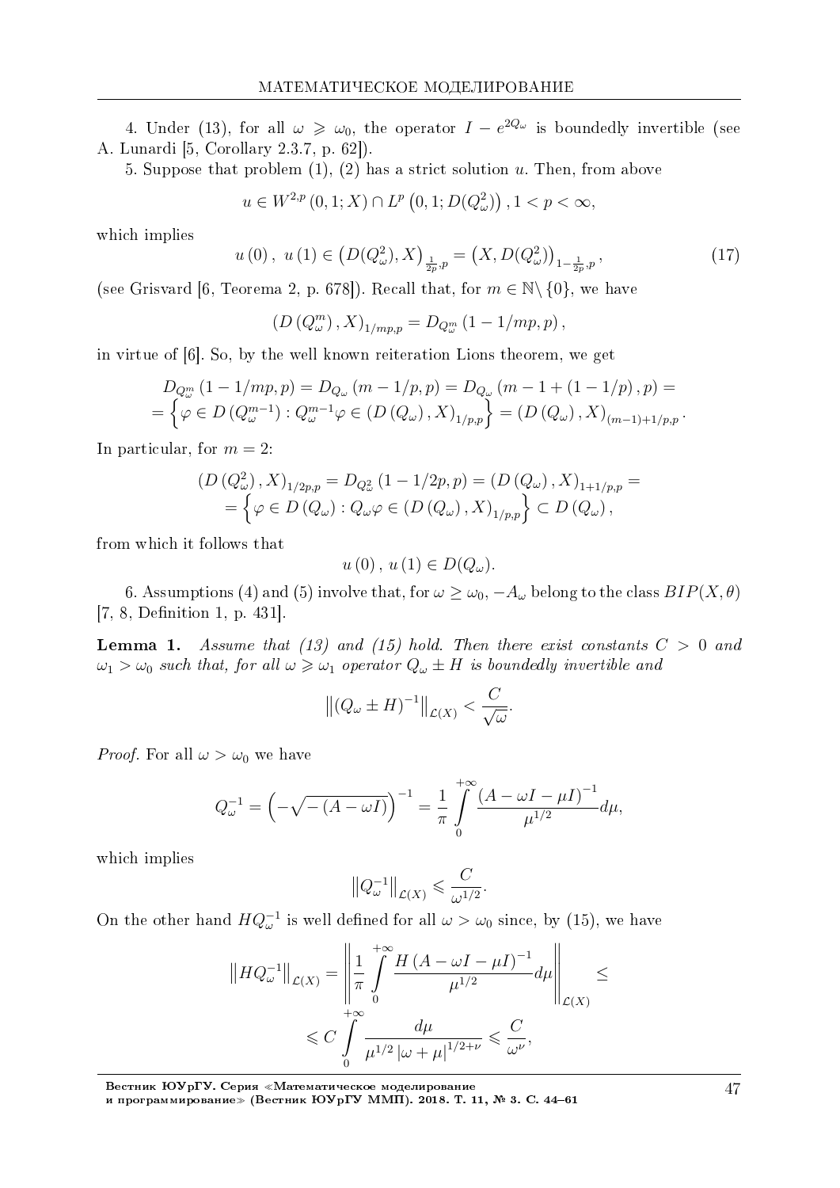4. Under (13), for all $\omega \geqslant \omega_0$, the operator $I - e^{2Q_\omega}$ is boundedly invertible (see A. Lunardi [5, Corollary 2.3.7, p. 62]).

5. Suppose that problem (1), (2) has a strict solution $u$. Then, from above

$$u \in W^{2,p}(0,1;X) \cap L^p\left(0,1;D(Q_\omega^2)\right), 1 < p < \infty,$$

which implies

$$u(0),\ u(1) \in \left(D(Q_\omega^2), X\right)_{\frac{1}{2p},p} = \left(X, D(Q_\omega^2)\right)_{1-\frac{1}{2p},p}, \tag{17}$$

(see Grisvard [6, Teorema 2, p. 678]). Recall that, for $m \in \mathbb{N}\setminus\{0\}$, we have

$$\left(D\left(Q_\omega^m\right), X\right)_{1/mp,p} = D_{Q_\omega^m}\left(1 - 1/mp, p\right),$$

in virtue of [6]. So, by the well known reiteration Lions theorem, we get

$$\begin{aligned} &D_{Q_\omega^m}\left(1 - 1/mp, p\right) = D_{Q_\omega}\left(m - 1/p, p\right) = D_{Q_\omega}\left(m - 1 + (1 - 1/p), p\right) = \\ &= \left\{\varphi \in D\left(Q_\omega^{m-1}\right) : Q_\omega^{m-1}\varphi \in \left(D\left(Q_\omega\right), X\right)_{1/p,p}\right\} = \left(D\left(Q_\omega\right), X\right)_{(m-1)+1/p,p}. \end{aligned}$$

In particular, for $m = 2$:

$$\begin{aligned} &\left(D\left(Q_\omega^2\right), X\right)_{1/2p,p} = D_{Q_\omega^2}\left(1 - 1/2p, p\right) = \left(D\left(Q_\omega\right), X\right)_{1+1/p,p} = \\ &= \left\{\varphi \in D\left(Q_\omega\right) : Q_\omega\varphi \in \left(D\left(Q_\omega\right), X\right)_{1/p,p}\right\} \subset D\left(Q_\omega\right), \end{aligned}$$

from which it follows that

$$u(0),\ u(1) \in D(Q_\omega).$$

6. Assumptions (4) and (5) involve that, for $\omega \geq \omega_0$, $-A_\omega$ belong to the class $BIP(X, \theta)$ [7, 8, Definition 1, p. 431].

**Lemma 1.** *Assume that (13) and (15) hold. Then there exist constants $C > 0$ and $\omega_1 > \omega_0$ such that, for all $\omega \geqslant \omega_1$ operator $Q_\omega \pm H$ is boundedly invertible and*

$$\left\|(Q_\omega \pm H)^{-1}\right\|_{\mathcal{L}(X)} < \frac{C}{\sqrt{\omega}}.$$

*Proof.* For all $\omega > \omega_0$ we have

$$Q_\omega^{-1} = \left(-\sqrt{-(A - \omega I)}\right)^{-1} = \frac{1}{\pi}\int_0^{+\infty} \frac{(A - \omega I - \mu I)^{-1}}{\mu^{1/2}} d\mu,$$

which implies

$$\left\|Q_\omega^{-1}\right\|_{\mathcal{L}(X)} \leqslant \frac{C}{\omega^{1/2}}.$$

On the other hand $HQ_\omega^{-1}$ is well defined for all $\omega > \omega_0$ since, by (15), we have

$$\begin{aligned} \left\|HQ_\omega^{-1}\right\|_{\mathcal{L}(X)} &= \left\|\frac{1}{\pi}\int_0^{+\infty} \frac{H(A - \omega I - \mu I)^{-1}}{\mu^{1/2}} d\mu\right\|_{\mathcal{L}(X)} \leq \\ &\leqslant C\int_0^{+\infty} \frac{d\mu}{\mu^{1/2}\left|\omega + \mu\right|^{1/2+\nu}} \leqslant \frac{C}{\omega^\nu}, \end{aligned}$$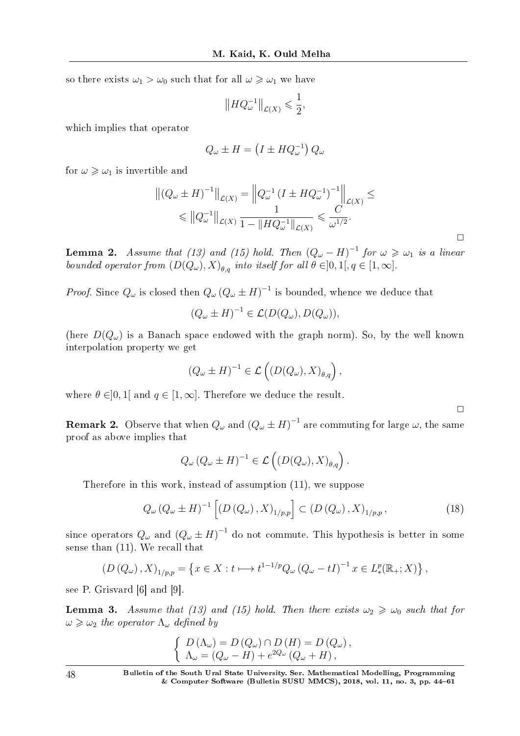so there exists $\omega_1 > \omega_0$ such that for all $\omega \geqslant \omega_1$ we have

$$\left\| H Q_\omega^{-1} \right\|_{\mathcal{L}(X)} \leqslant \frac{1}{2},$$

which implies that operator

$$Q_\omega \pm H = \left( I \pm H Q_\omega^{-1} \right) Q_\omega$$

for $\omega \geqslant \omega_1$ is invertible and

$$\begin{aligned}
\left\| (Q_\omega \pm H)^{-1} \right\|_{\mathcal{L}(X)} &= \left\| Q_\omega^{-1} \left( I \pm H Q_\omega^{-1} \right)^{-1} \right\|_{\mathcal{L}(X)} \leq \\
&\leqslant \left\| Q_\omega^{-1} \right\|_{\mathcal{L}(X)} \frac{1}{1 - \left\| H Q_\omega^{-1} \right\|_{\mathcal{L}(X)}} \leqslant \frac{C}{\omega^{1/2}}.
\end{aligned}$$

□

**Lemma 2.** *Assume that (13) and (15) hold. Then $(Q_\omega - H)^{-1}$ for $\omega \geqslant \omega_1$ is a linear bounded operator from $(D(Q_\omega), X)_{\theta,q}$ into itself for all $\theta \in ]0,1[, q \in [1,\infty]$.*

*Proof.* Since $Q_\omega$ is closed then $Q_\omega (Q_\omega \pm H)^{-1}$ is bounded, whence we deduce that

$$(Q_\omega \pm H)^{-1} \in \mathcal{L}(D(Q_\omega), D(Q_\omega)),$$

(here $D(Q_\omega)$ is a Banach space endowed with the graph norm). So, by the well known interpolation property we get

$$(Q_\omega \pm H)^{-1} \in \mathcal{L}\left( (D(Q_\omega), X)_{\theta,q} \right),$$

where $\theta \in ]0,1[$ and $q \in [1,\infty]$. Therefore we deduce the result.

□

**Remark 2.** Observe that when $Q_\omega$ and $(Q_\omega \pm H)^{-1}$ are commuting for large $\omega$, the same proof as above implies that

$$Q_\omega (Q_\omega \pm H)^{-1} \in \mathcal{L}\left( (D(Q_\omega), X)_{\theta,q} \right).$$

Therefore in this work, instead of assumption (11), we suppose

$$Q_\omega (Q_\omega \pm H)^{-1} \left[ (D(Q_\omega), X)_{1/p,p} \right] \subset (D(Q_\omega), X)_{1/p,p}, \tag{18}$$

since operators $Q_\omega$ and $(Q_\omega \pm H)^{-1}$ do not commute. This hypothesis is better in some sense than (11). We recall that

$$(D(Q_\omega), X)_{1/p,p} = \left\{ x \in X : t \longmapsto t^{1-1/p} Q_\omega (Q_\omega - tI)^{-1} x \in L_*^p(\mathbb{R}_+; X) \right\},$$

see P. Grisvard [6] and [9].

**Lemma 3.** *Assume that (13) and (15) hold. Then there exists $\omega_2 \geqslant \omega_0$ such that for $\omega \geqslant \omega_2$ the operator $\Lambda_\omega$ defined by*

$$\begin{cases} D(\Lambda_\omega) = D(Q_\omega) \cap D(H) = D(Q_\omega), \\ \Lambda_\omega = (Q_\omega - H) + e^{2Q_\omega} (Q_\omega + H), \end{cases}$$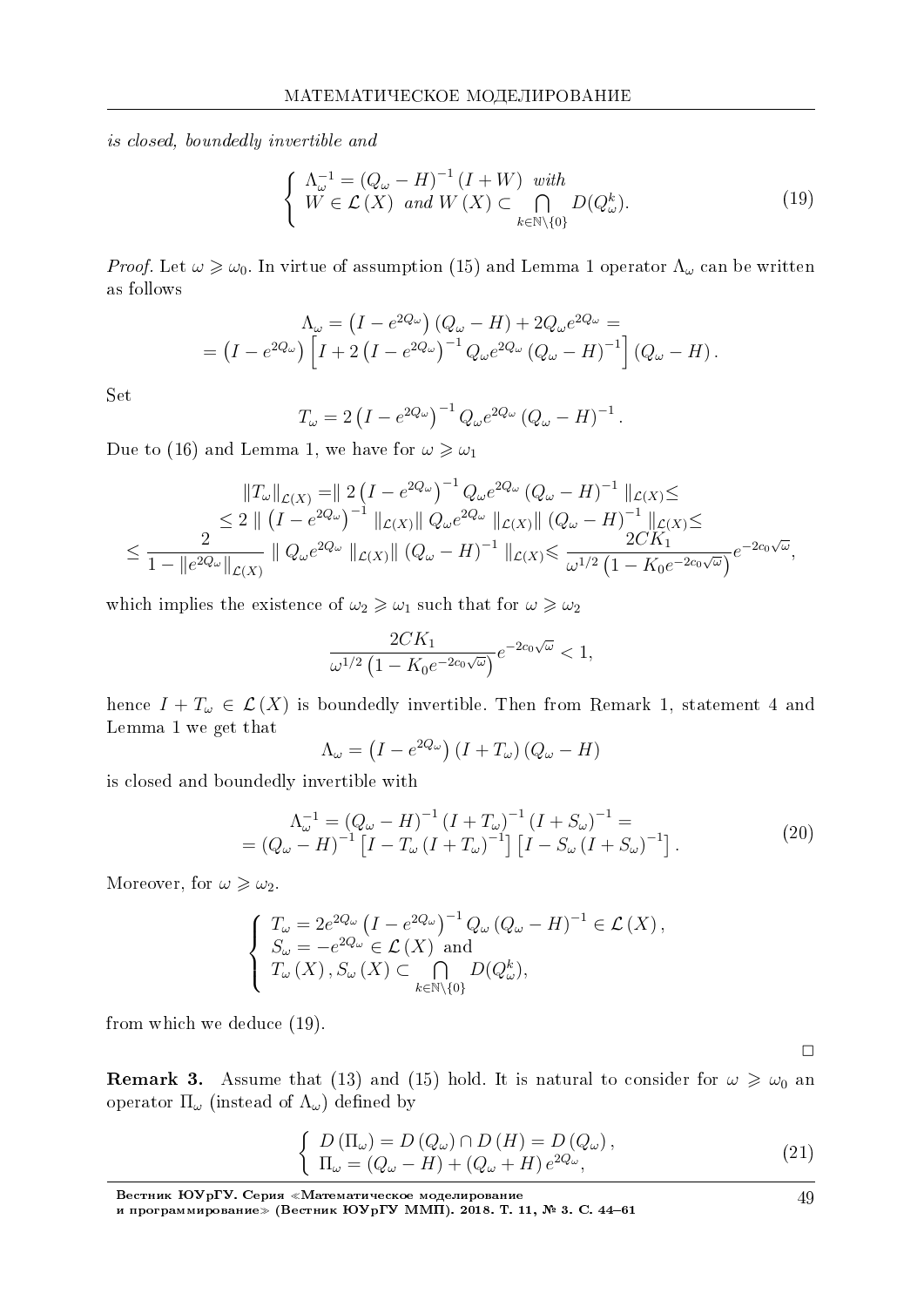*is closed, boundedly invertible and*

$$
\left\{ \begin{array}{l} \Lambda_\omega^{-1} = (Q_\omega - H)^{-1} (I + W) \ \ with \\ W \in \mathcal{L}(X) \ \ and \ W(X) \subset \bigcap\limits_{k \in \mathbb{N} \setminus \{0\}} D(Q_\omega^k). \end{array} \right. \tag{19}
$$

*Proof.* Let $\omega \geqslant \omega_0$. In virtue of assumption (15) and Lemma 1 operator $\Lambda_\omega$ can be written as follows

$$
\begin{array}{c} \Lambda_\omega = \left(I - e^{2Q_\omega}\right)(Q_\omega - H) + 2Q_\omega e^{2Q_\omega} = \\ = \left(I - e^{2Q_\omega}\right)\left[I + 2\left(I - e^{2Q_\omega}\right)^{-1} Q_\omega e^{2Q_\omega} (Q_\omega - H)^{-1}\right](Q_\omega - H). \end{array}
$$

Set

$$
T_\omega = 2\left(I - e^{2Q_\omega}\right)^{-1} Q_\omega e^{2Q_\omega} (Q_\omega - H)^{-1}.
$$

Due to (16) and Lemma 1, we have for $\omega \geqslant \omega_1$

$$
\begin{array}{c} \|T_\omega\|_{\mathcal{L}(X)} = \| \, 2\left(I - e^{2Q_\omega}\right)^{-1} Q_\omega e^{2Q_\omega} (Q_\omega - H)^{-1} \|_{\mathcal{L}(X)} \leq \\ \leq 2 \, \| \left(I - e^{2Q_\omega}\right)^{-1} \|_{\mathcal{L}(X)} \| \, Q_\omega e^{2Q_\omega} \|_{\mathcal{L}(X)} \| \, (Q_\omega - H)^{-1} \|_{\mathcal{L}(X)} \leq \\ \leq \dfrac{2}{1 - \|e^{2Q_\omega}\|_{\mathcal{L}(X)}} \| \, Q_\omega e^{2Q_\omega} \|_{\mathcal{L}(X)} \| \, (Q_\omega - H)^{-1} \|_{\mathcal{L}(X)} \leqslant \dfrac{2CK_1}{\omega^{1/2}\left(1 - K_0 e^{-2c_0\sqrt{\omega}}\right)} e^{-2c_0\sqrt{\omega}}, \end{array}
$$

which implies the existence of $\omega_2 \geqslant \omega_1$ such that for $\omega \geqslant \omega_2$

$$
\frac{2CK_1}{\omega^{1/2}\left(1 - K_0 e^{-2c_0\sqrt{\omega}}\right)} e^{-2c_0\sqrt{\omega}} < 1,
$$

hence $I + T_\omega \in \mathcal{L}(X)$ is boundedly invertible. Then from Remark 1, statement 4 and Lemma 1 we get that

$$
\Lambda_\omega = \left(I - e^{2Q_\omega}\right)(I + T_\omega)(Q_\omega - H)
$$

is closed and boundedly invertible with

$$
\begin{array}{c} \Lambda_\omega^{-1} = (Q_\omega - H)^{-1} (I + T_\omega)^{-1} (I + S_\omega)^{-1} = \\ = (Q_\omega - H)^{-1} \left[I - T_\omega (I + T_\omega)^{-1}\right]\left[I - S_\omega (I + S_\omega)^{-1}\right]. \end{array} \tag{20}
$$

Moreover, for $\omega \geqslant \omega_2$.

$$
\left\{ \begin{array}{l} T_\omega = 2e^{2Q_\omega}\left(I - e^{2Q_\omega}\right)^{-1} Q_\omega (Q_\omega - H)^{-1} \in \mathcal{L}(X), \\ S_\omega = -e^{2Q_\omega} \in \mathcal{L}(X) \ \text{and} \\ T_\omega(X), S_\omega(X) \subset \bigcap\limits_{k \in \mathbb{N} \setminus \{0\}} D(Q_\omega^k), \end{array} \right.
$$

from which we deduce (19).

□

**Remark 3.** Assume that (13) and (15) hold. It is natural to consider for $\omega \geqslant \omega_0$ an operator $\Pi_\omega$ (instead of $\Lambda_\omega$) defined by

$$
\left\{ \begin{array}{l} D(\Pi_\omega) = D(Q_\omega) \cap D(H) = D(Q_\omega), \\ \Pi_\omega = (Q_\omega - H) + (Q_\omega + H) e^{2Q_\omega}, \end{array} \right. \tag{21}
$$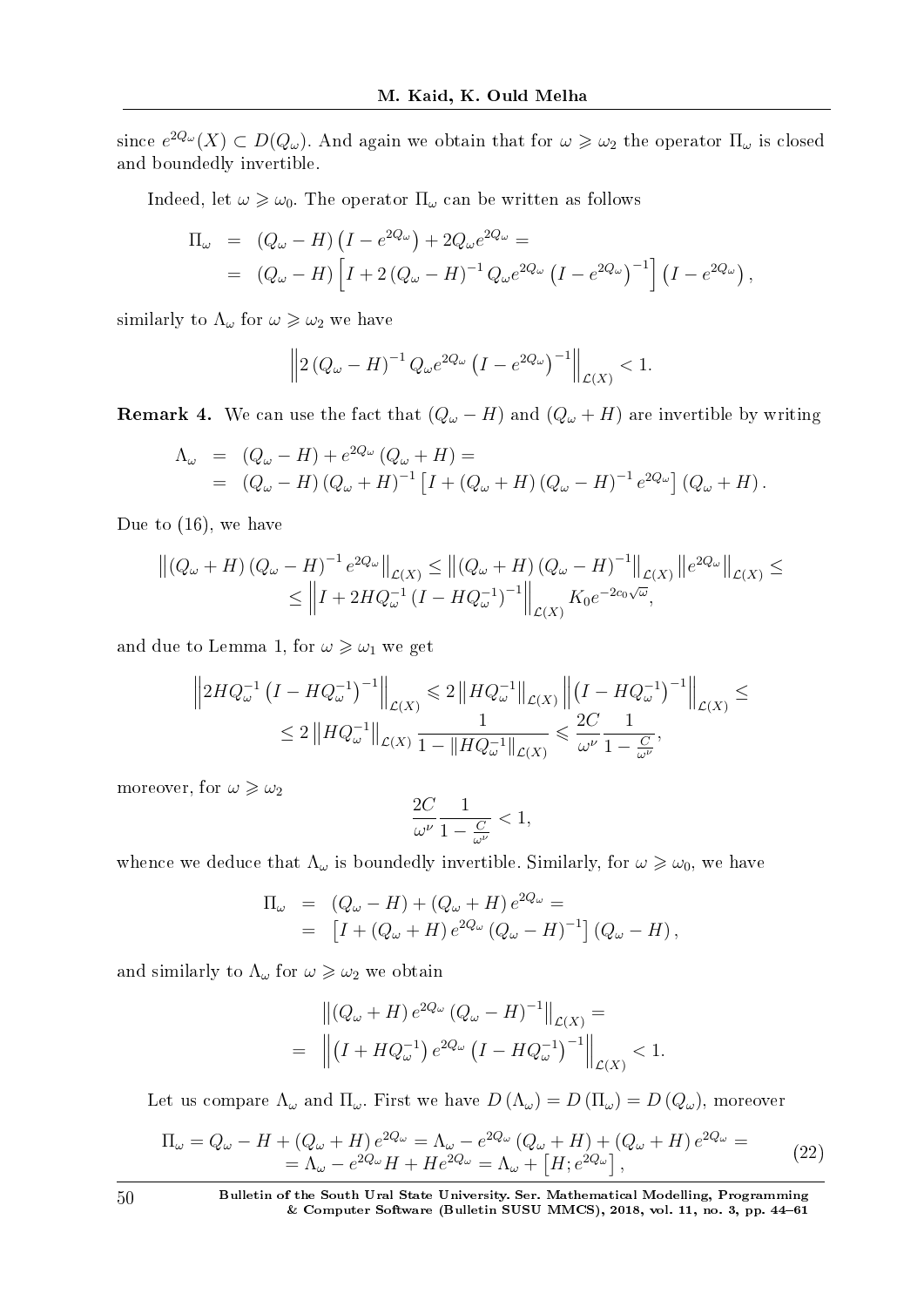since $e^{2Q_\omega}(X) \subset D(Q_\omega)$. And again we obtain that for $\omega \geqslant \omega_2$ the operator $\Pi_\omega$ is closed and boundedly invertible.

Indeed, let $\omega \geqslant \omega_0$. The operator $\Pi_\omega$ can be written as follows

$$
\begin{aligned}
\Pi_\omega &= (Q_\omega - H)\left(I - e^{2Q_\omega}\right) + 2Q_\omega e^{2Q_\omega} = \\
&= (Q_\omega - H)\left[I + 2\left(Q_\omega - H\right)^{-1} Q_\omega e^{2Q_\omega}\left(I - e^{2Q_\omega}\right)^{-1}\right]\left(I - e^{2Q_\omega}\right),
\end{aligned}
$$

similarly to $\Lambda_\omega$ for $\omega \geqslant \omega_2$ we have

$$
\left\| 2\left(Q_\omega - H\right)^{-1} Q_\omega e^{2Q_\omega}\left(I - e^{2Q_\omega}\right)^{-1} \right\|_{\mathcal{L}(X)} < 1.
$$

**Remark 4.** We can use the fact that $(Q_\omega - H)$ and $(Q_\omega + H)$ are invertible by writing

$$
\begin{aligned}
\Lambda_\omega &= (Q_\omega - H) + e^{2Q_\omega}(Q_\omega + H) = \\
&= (Q_\omega - H)(Q_\omega + H)^{-1}\left[I + (Q_\omega + H)(Q_\omega - H)^{-1} e^{2Q_\omega}\right](Q_\omega + H).
\end{aligned}
$$

Due to (16), we have

$$
\begin{aligned}
\left\|(Q_\omega + H)(Q_\omega - H)^{-1} e^{2Q_\omega}\right\|_{\mathcal{L}(X)} &\le \left\|(Q_\omega + H)(Q_\omega - H)^{-1}\right\|_{\mathcal{L}(X)} \left\|e^{2Q_\omega}\right\|_{\mathcal{L}(X)} \le \\
&\le \left\| I + 2HQ_\omega^{-1}\left(I - HQ_\omega^{-1}\right)^{-1} \right\|_{\mathcal{L}(X)} K_0 e^{-2c_0\sqrt{\omega}},
\end{aligned}
$$

and due to Lemma 1, for $\omega \geqslant \omega_1$ we get

$$
\begin{aligned}
\left\| 2HQ_\omega^{-1}\left(I - HQ_\omega^{-1}\right)^{-1} \right\|_{\mathcal{L}(X)} &\leqslant 2\left\|HQ_\omega^{-1}\right\|_{\mathcal{L}(X)} \left\|\left(I - HQ_\omega^{-1}\right)^{-1}\right\|_{\mathcal{L}(X)} \le \\
&\le 2\left\|HQ_\omega^{-1}\right\|_{\mathcal{L}(X)} \frac{1}{1 - \left\|HQ_\omega^{-1}\right\|_{\mathcal{L}(X)}} \leqslant \frac{2C}{\omega^\nu}\frac{1}{1 - \frac{C}{\omega^\nu}},
\end{aligned}
$$

moreover, for $\omega \geqslant \omega_2$

$$
\frac{2C}{\omega^\nu}\frac{1}{1 - \frac{C}{\omega^\nu}} < 1,
$$

whence we deduce that $\Lambda_\omega$ is boundedly invertible. Similarly, for $\omega \geqslant \omega_0$, we have

$$
\begin{aligned}
\Pi_\omega &= (Q_\omega - H) + (Q_\omega + H) e^{2Q_\omega} = \\
&= \left[I + (Q_\omega + H) e^{2Q_\omega}(Q_\omega - H)^{-1}\right](Q_\omega - H),
\end{aligned}
$$

and similarly to $\Lambda_\omega$ for $\omega \geqslant \omega_2$ we obtain

$$
\begin{aligned}
&\left\|(Q_\omega + H) e^{2Q_\omega}(Q_\omega - H)^{-1}\right\|_{\mathcal{L}(X)} = \\
=\ &\left\|\left(I + HQ_\omega^{-1}\right) e^{2Q_\omega}\left(I - HQ_\omega^{-1}\right)^{-1}\right\|_{\mathcal{L}(X)} < 1.
\end{aligned}
$$

Let us compare $\Lambda_\omega$ and $\Pi_\omega$. First we have $D(\Lambda_\omega) = D(\Pi_\omega) = D(Q_\omega)$, moreover

$$
\begin{aligned}
\Pi_\omega = Q_\omega - H + (Q_\omega + H) e^{2Q_\omega} &= \Lambda_\omega - e^{2Q_\omega}(Q_\omega + H) + (Q_\omega + H) e^{2Q_\omega} = \\
&= \Lambda_\omega - e^{2Q_\omega} H + H e^{2Q_\omega} = \Lambda_\omega + \left[H; e^{2Q_\omega}\right],
\end{aligned}
\tag{22}
$$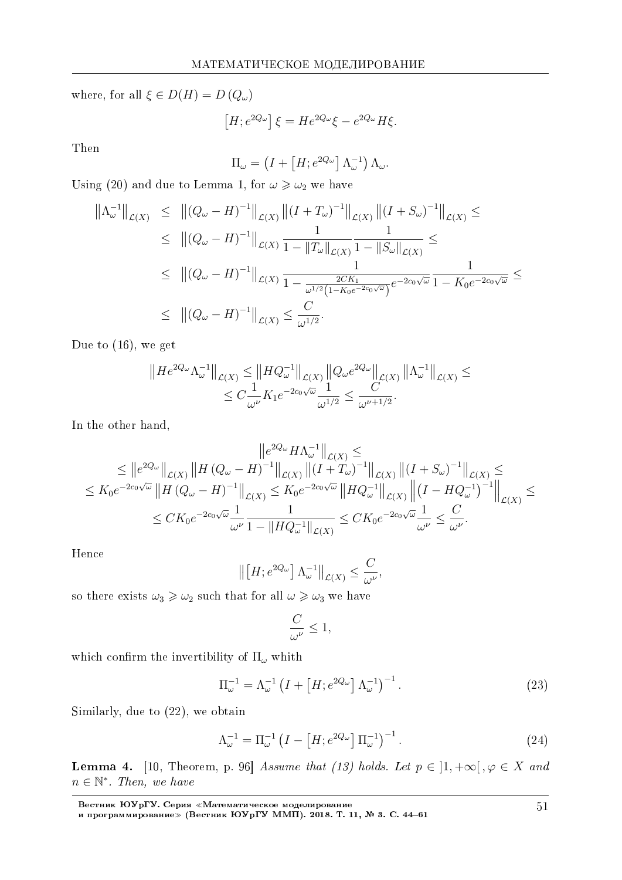where, for all $\xi \in D(H) = D(Q_\omega)$

$$\left[H; e^{2Q_\omega}\right]\xi = He^{2Q_\omega}\xi - e^{2Q_\omega}H\xi.$$

Then

$$\Pi_\omega = \left(I + \left[H; e^{2Q_\omega}\right]\Lambda_\omega^{-1}\right)\Lambda_\omega.$$

Using (20) and due to Lemma 1, for $\omega \geqslant \omega_2$ we have

$$\begin{aligned}
\left\|\Lambda_\omega^{-1}\right\|_{\mathcal{L}(X)} &\leq \left\|(Q_\omega - H)^{-1}\right\|_{\mathcal{L}(X)}\left\|(I+T_\omega)^{-1}\right\|_{\mathcal{L}(X)}\left\|(I+S_\omega)^{-1}\right\|_{\mathcal{L}(X)} \leq \\
&\leq \left\|(Q_\omega - H)^{-1}\right\|_{\mathcal{L}(X)}\frac{1}{1-\|T_\omega\|_{\mathcal{L}(X)}}\frac{1}{1-\|S_\omega\|_{\mathcal{L}(X)}} \leq \\
&\leq \left\|(Q_\omega - H)^{-1}\right\|_{\mathcal{L}(X)}\frac{1}{1-\frac{2CK_1}{\omega^{1/2}\left(1-K_0e^{-2c_0\sqrt{\omega}}\right)}e^{-2c_0\sqrt{\omega}}}\frac{1}{1-K_0e^{-2c_0\sqrt{\omega}}} \leq \\
&\leq \left\|(Q_\omega - H)^{-1}\right\|_{\mathcal{L}(X)} \leq \frac{C}{\omega^{1/2}}.
\end{aligned}$$

Due to (16), we get

$$\begin{aligned}
\left\|He^{2Q_\omega}\Lambda_\omega^{-1}\right\|_{\mathcal{L}(X)} \leq \left\|HQ_\omega^{-1}\right\|_{\mathcal{L}(X)}\left\|Q_\omega e^{2Q_\omega}\right\|_{\mathcal{L}(X)}\left\|\Lambda_\omega^{-1}\right\|_{\mathcal{L}(X)} \leq \\
\leq C\frac{1}{\omega^\nu}K_1e^{-2c_0\sqrt{\omega}}\frac{1}{\omega^{1/2}} \leq \frac{C}{\omega^{\nu+1/2}}.
\end{aligned}$$

In the other hand,

$$\begin{aligned}
&\left\|e^{2Q_\omega}H\Lambda_\omega^{-1}\right\|_{\mathcal{L}(X)} \leq \\
&\leq \left\|e^{2Q_\omega}\right\|_{\mathcal{L}(X)}\left\|H(Q_\omega - H)^{-1}\right\|_{\mathcal{L}(X)}\left\|(I+T_\omega)^{-1}\right\|_{\mathcal{L}(X)}\left\|(I+S_\omega)^{-1}\right\|_{\mathcal{L}(X)} \leq \\
&\leq K_0e^{-2c_0\sqrt{\omega}}\left\|H(Q_\omega - H)^{-1}\right\|_{\mathcal{L}(X)} \leq K_0e^{-2c_0\sqrt{\omega}}\left\|HQ_\omega^{-1}\right\|_{\mathcal{L}(X)}\left\|\left(I-HQ_\omega^{-1}\right)^{-1}\right\|_{\mathcal{L}(X)} \leq \\
&\leq CK_0e^{-2c_0\sqrt{\omega}}\frac{1}{\omega^\nu}\frac{1}{1-\left\|HQ_\omega^{-1}\right\|_{\mathcal{L}(X)}} \leq CK_0e^{-2c_0\sqrt{\omega}}\frac{1}{\omega^\nu} \leq \frac{C}{\omega^\nu}.
\end{aligned}$$

Hence

$$\left\|\left[H; e^{2Q_\omega}\right]\Lambda_\omega^{-1}\right\|_{\mathcal{L}(X)} \leq \frac{C}{\omega^\nu},$$

so there exists $\omega_3 \geqslant \omega_2$ such that for all $\omega \geqslant \omega_3$ we have

$$\frac{C}{\omega^\nu} \leq 1,$$

which confirm the invertibility of $\Pi_\omega$ whith

$$\Pi_\omega^{-1} = \Lambda_\omega^{-1}\left(I + \left[H; e^{2Q_\omega}\right]\Lambda_\omega^{-1}\right)^{-1}. \tag{23}$$

Similarly, due to (22), we obtain

$$\Lambda_\omega^{-1} = \Pi_\omega^{-1}\left(I - \left[H; e^{2Q_\omega}\right]\Pi_\omega^{-1}\right)^{-1}. \tag{24}$$

**Lemma 4.** [10, Theorem, p. 96] *Assume that (13) holds. Let $p \in ]1, +\infty[$, $\varphi \in X$ and $n \in \mathbb{N}^*$. Then, we have*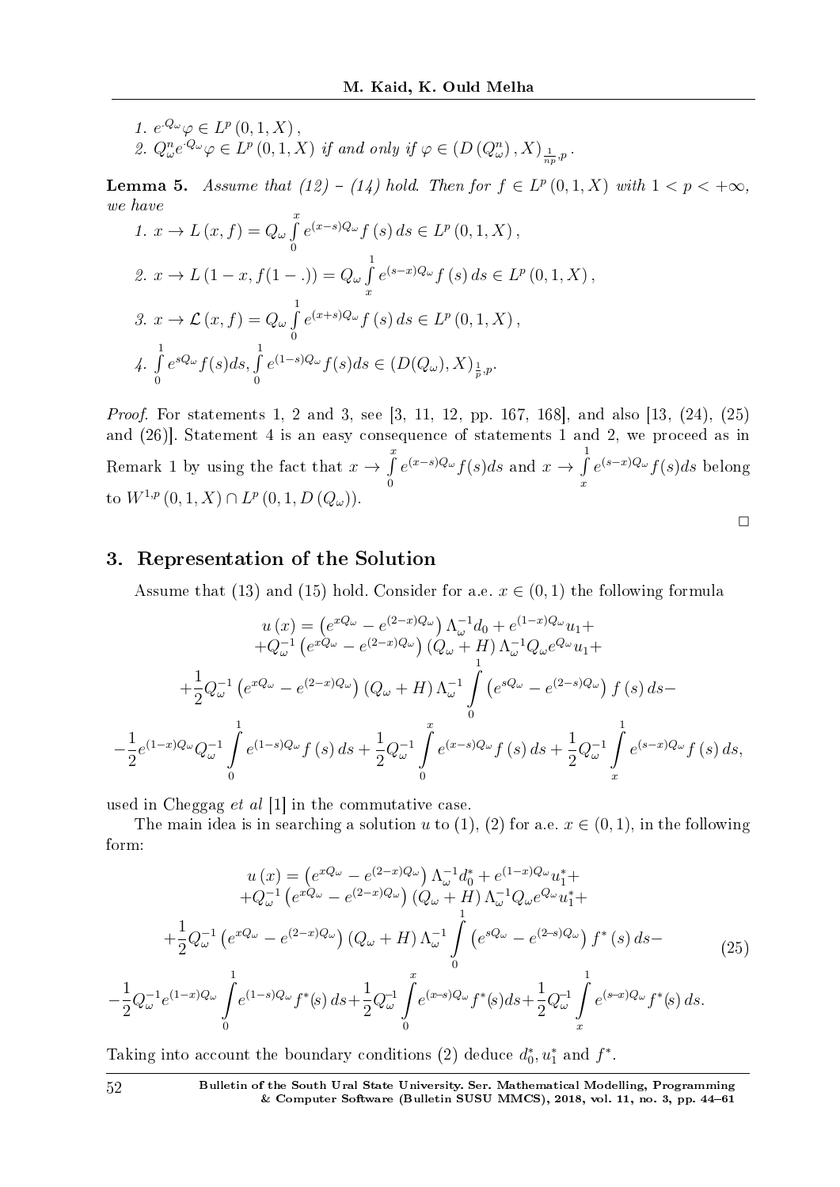1. $e^{\cdot Q_\omega}\varphi \in L^p(0,1,X)$,
2. $Q_\omega^n e^{\cdot Q_\omega}\varphi \in L^p(0,1,X)$ *if and only if* $\varphi \in (D(Q_\omega^n), X)_{\frac{1}{np},p}$.

**Lemma 5.** *Assume that (12) - (14) hold. Then for* $f \in L^p(0,1,X)$ *with* $1 < p < +\infty$, *we have*

1. $x \to L(x,f) = Q_\omega \int\limits_0^x e^{(x-s)Q_\omega} f(s)\,ds \in L^p(0,1,X)$,
2. $x \to L(1-x, f(1-.)) = Q_\omega \int\limits_x^1 e^{(s-x)Q_\omega} f(s)\,ds \in L^p(0,1,X)$,
3. $x \to \mathcal{L}(x,f) = Q_\omega \int\limits_0^1 e^{(x+s)Q_\omega} f(s)\,ds \in L^p(0,1,X)$,
4. $\int\limits_0^1 e^{sQ_\omega} f(s)ds, \int\limits_0^1 e^{(1-s)Q_\omega} f(s)ds \in (D(Q_\omega), X)_{\frac{1}{p},p}$.

*Proof.* For statements 1, 2 and 3, see [3, 11, 12, pp. 167, 168], and also [13, (24), (25) and (26)]. Statement 4 is an easy consequence of statements 1 and 2, we proceed as in Remark 1 by using the fact that $x \to \int\limits_0^x e^{(x-s)Q_\omega} f(s)ds$ and $x \to \int\limits_x^1 e^{(s-x)Q_\omega} f(s)ds$ belong to $W^{1,p}(0,1,X) \cap L^p(0,1,D(Q_\omega))$.

□

## 3. Representation of the Solution

Assume that (13) and (15) hold. Consider for a.e. $x \in (0,1)$ the following formula

$$
\begin{aligned}
u(x) &= \left(e^{xQ_\omega} - e^{(2-x)Q_\omega}\right)\Lambda_\omega^{-1} d_0 + e^{(1-x)Q_\omega} u_1 + \\
&+ Q_\omega^{-1}\left(e^{xQ_\omega} - e^{(2-x)Q_\omega}\right)(Q_\omega + H)\Lambda_\omega^{-1} Q_\omega e^{Q_\omega} u_1 + \\
&+ \frac{1}{2} Q_\omega^{-1}\left(e^{xQ_\omega} - e^{(2-x)Q_\omega}\right)(Q_\omega + H)\Lambda_\omega^{-1} \int\limits_0^1 \left(e^{sQ_\omega} - e^{(2-s)Q_\omega}\right) f(s)\,ds - \\
&- \frac{1}{2} e^{(1-x)Q_\omega} Q_\omega^{-1} \int\limits_0^1 e^{(1-s)Q_\omega} f(s)\,ds + \frac{1}{2} Q_\omega^{-1} \int\limits_0^x e^{(x-s)Q_\omega} f(s)\,ds + \frac{1}{2} Q_\omega^{-1} \int\limits_x^1 e^{(s-x)Q_\omega} f(s)\,ds,
\end{aligned}
$$

used in Cheggag *et al* [1] in the commutative case.

The main idea is in searching a solution $u$ to (1), (2) for a.e. $x \in (0,1)$, in the following form:

$$
\begin{aligned}
u(x) &= \left(e^{xQ_\omega} - e^{(2-x)Q_\omega}\right)\Lambda_\omega^{-1} d_0^* + e^{(1-x)Q_\omega} u_1^* + \\
&+ Q_\omega^{-1}\left(e^{xQ_\omega} - e^{(2-x)Q_\omega}\right)(Q_\omega + H)\Lambda_\omega^{-1} Q_\omega e^{Q_\omega} u_1^* + \\
&+ \frac{1}{2} Q_\omega^{-1}\left(e^{xQ_\omega} - e^{(2-x)Q_\omega}\right)(Q_\omega + H)\Lambda_\omega^{-1} \int\limits_0^1 \left(e^{sQ_\omega} - e^{(2-s)Q_\omega}\right) f^*(s)\,ds - \\
&- \frac{1}{2} Q_\omega^{-1} e^{(1-x)Q_\omega} \int\limits_0^1 e^{(1-s)Q_\omega} f^*(s)\,ds + \frac{1}{2} Q_\omega^{-1} \int\limits_0^x e^{(x-s)Q_\omega} f^*(s)ds + \frac{1}{2} Q_\omega^{-1} \int\limits_x^1 e^{(s-x)Q_\omega} f^*(s)\,ds.
\end{aligned}
\tag{25}
$$

Taking into account the boundary conditions (2) deduce $d_0^*, u_1^*$ and $f^*$.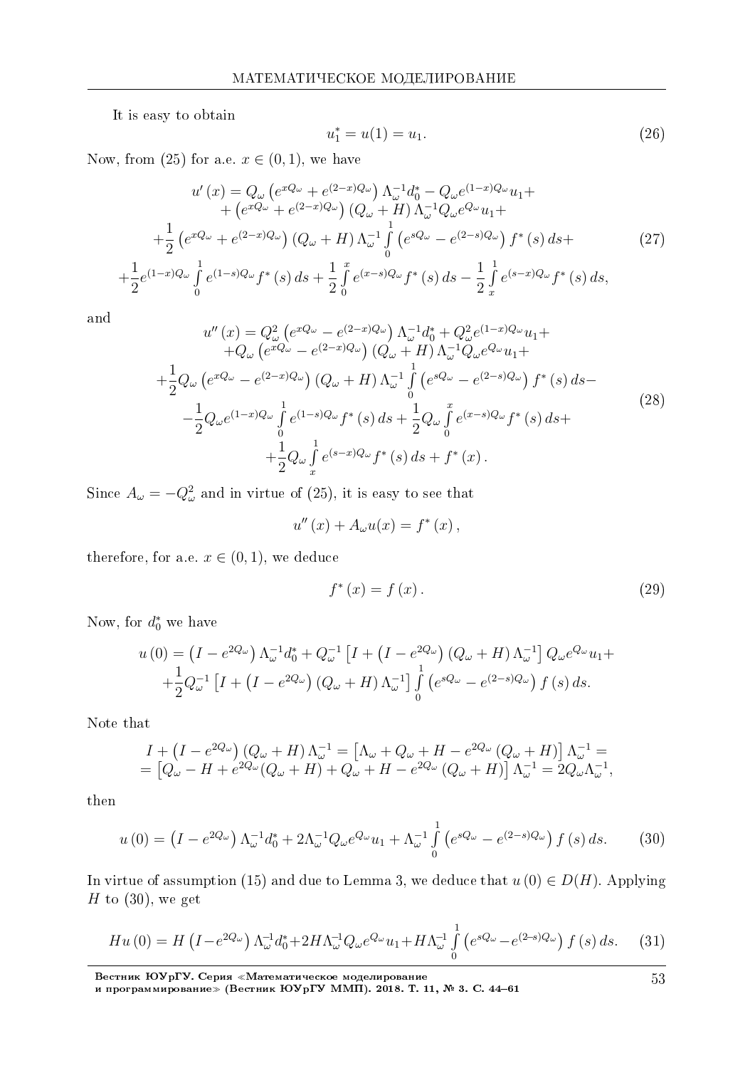It is easy to obtain

$$u_1^* = u(1) = u_1. \tag{26}$$

Now, from (25) for a.e. $x \in (0,1)$, we have

$$\begin{gathered}
u'(x) = Q_\omega \left(e^{xQ_\omega} + e^{(2-x)Q_\omega}\right) \Lambda_\omega^{-1} d_0^* - Q_\omega e^{(1-x)Q_\omega} u_1 + \\
+ \left(e^{xQ_\omega} + e^{(2-x)Q_\omega}\right) (Q_\omega + H) \Lambda_\omega^{-1} Q_\omega e^{Q_\omega} u_1 + \\
+ \frac{1}{2} \left(e^{xQ_\omega} + e^{(2-x)Q_\omega}\right) (Q_\omega + H) \Lambda_\omega^{-1} \int_0^1 \left(e^{sQ_\omega} - e^{(2-s)Q_\omega}\right) f^*(s)\, ds + \\
+ \frac{1}{2} e^{(1-x)Q_\omega} \int_0^1 e^{(1-s)Q_\omega} f^*(s)\, ds + \frac{1}{2} \int_0^x e^{(x-s)Q_\omega} f^*(s)\, ds - \frac{1}{2} \int_x^1 e^{(s-x)Q_\omega} f^*(s)\, ds,
\end{gathered} \tag{27}$$

and

$$\begin{gathered}
u''(x) = Q_\omega^2 \left(e^{xQ_\omega} - e^{(2-x)Q_\omega}\right) \Lambda_\omega^{-1} d_0^* + Q_\omega^2 e^{(1-x)Q_\omega} u_1 + \\
+ Q_\omega \left(e^{xQ_\omega} - e^{(2-x)Q_\omega}\right) (Q_\omega + H) \Lambda_\omega^{-1} Q_\omega e^{Q_\omega} u_1 + \\
+ \frac{1}{2} Q_\omega \left(e^{xQ_\omega} - e^{(2-x)Q_\omega}\right) (Q_\omega + H) \Lambda_\omega^{-1} \int_0^1 \left(e^{sQ_\omega} - e^{(2-s)Q_\omega}\right) f^*(s)\, ds - \\
- \frac{1}{2} Q_\omega e^{(1-x)Q_\omega} \int_0^1 e^{(1-s)Q_\omega} f^*(s)\, ds + \frac{1}{2} Q_\omega \int_0^x e^{(x-s)Q_\omega} f^*(s)\, ds + \\
+ \frac{1}{2} Q_\omega \int_x^1 e^{(s-x)Q_\omega} f^*(s)\, ds + f^*(x).
\end{gathered} \tag{28}$$

Since $A_\omega = -Q_\omega^2$ and in virtue of (25), it is easy to see that

$$u''(x) + A_\omega u(x) = f^*(x),$$

therefore, for a.e. $x \in (0,1)$, we deduce

$$f^*(x) = f(x). \tag{29}$$

Now, for $d_0^*$ we have

$$\begin{gathered}
u(0) = \left(I - e^{2Q_\omega}\right) \Lambda_\omega^{-1} d_0^* + Q_\omega^{-1} \left[I + \left(I - e^{2Q_\omega}\right) (Q_\omega + H) \Lambda_\omega^{-1}\right] Q_\omega e^{Q_\omega} u_1 + \\
+ \frac{1}{2} Q_\omega^{-1} \left[I + \left(I - e^{2Q_\omega}\right) (Q_\omega + H) \Lambda_\omega^{-1}\right] \int_0^1 \left(e^{sQ_\omega} - e^{(2-s)Q_\omega}\right) f(s)\, ds.
\end{gathered}$$

Note that

$$\begin{gathered}
I + \left(I - e^{2Q_\omega}\right) (Q_\omega + H) \Lambda_\omega^{-1} = \left[\Lambda_\omega + Q_\omega + H - e^{2Q_\omega} (Q_\omega + H)\right] \Lambda_\omega^{-1} = \\
= \left[Q_\omega - H + e^{2Q_\omega}(Q_\omega + H) + Q_\omega + H - e^{2Q_\omega} (Q_\omega + H)\right] \Lambda_\omega^{-1} = 2Q_\omega \Lambda_\omega^{-1},
\end{gathered}$$

then

$$u(0) = \left(I - e^{2Q_\omega}\right) \Lambda_\omega^{-1} d_0^* + 2\Lambda_\omega^{-1} Q_\omega e^{Q_\omega} u_1 + \Lambda_\omega^{-1} \int_0^1 \left(e^{sQ_\omega} - e^{(2-s)Q_\omega}\right) f(s)\, ds. \tag{30}$$

In virtue of assumption (15) and due to Lemma 3, we deduce that $u(0) \in D(H)$. Applying $H$ to (30), we get

$$Hu(0) = H\left(I - e^{2Q_\omega}\right) \Lambda_\omega^{-1} d_0^* + 2H\Lambda_\omega^{-1} Q_\omega e^{Q_\omega} u_1 + H\Lambda_\omega^{-1} \int_0^1 \left(e^{sQ_\omega} - e^{(2-s)Q_\omega}\right) f(s)\, ds. \tag{31}$$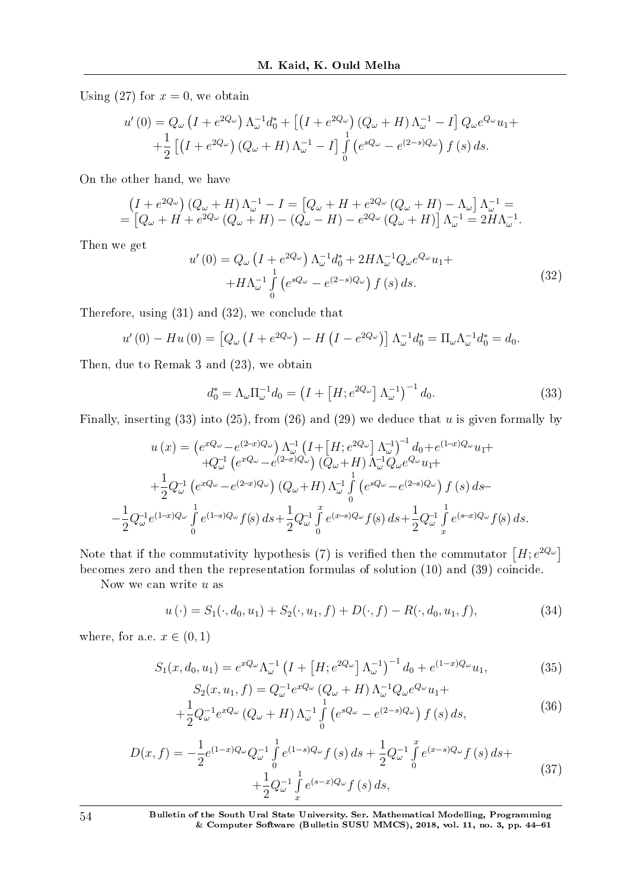Using (27) for $x = 0$, we obtain

$$u'(0) = Q_\omega \left(I + e^{2Q_\omega}\right) \Lambda_\omega^{-1} d_0^* + \left[\left(I + e^{2Q_\omega}\right)(Q_\omega + H)\Lambda_\omega^{-1} - I\right] Q_\omega e^{Q_\omega} u_1 +$$
$$+ \frac{1}{2}\left[\left(I + e^{2Q_\omega}\right)(Q_\omega + H)\Lambda_\omega^{-1} - I\right] \int_0^1 \left(e^{sQ_\omega} - e^{(2-s)Q_\omega}\right) f(s)\, ds.$$

On the other hand, we have

$$\left(I + e^{2Q_\omega}\right)(Q_\omega + H)\Lambda_\omega^{-1} - I = \left[Q_\omega + H + e^{2Q_\omega}(Q_\omega + H) - \Lambda_\omega\right]\Lambda_\omega^{-1} =$$
$$= \left[Q_\omega + H + e^{2Q_\omega}(Q_\omega + H) - (Q_\omega - H) - e^{2Q_\omega}(Q_\omega + H)\right]\Lambda_\omega^{-1} = 2H\Lambda_\omega^{-1}.$$

Then we get

$$u'(0) = Q_\omega \left(I + e^{2Q_\omega}\right)\Lambda_\omega^{-1} d_0^* + 2H\Lambda_\omega^{-1} Q_\omega e^{Q_\omega} u_1 +$$
$$+ H\Lambda_\omega^{-1} \int_0^1 \left(e^{sQ_\omega} - e^{(2-s)Q_\omega}\right) f(s)\, ds. \tag{32}$$

Therefore, using (31) and (32), we conclude that

$$u'(0) - Hu(0) = \left[Q_\omega\left(I + e^{2Q_\omega}\right) - H\left(I - e^{2Q_\omega}\right)\right]\Lambda_\omega^{-1} d_0^* = \Pi_\omega \Lambda_\omega^{-1} d_0^* = d_0.$$

Then, due to Remak 3 and (23), we obtain

$$d_0^* = \Lambda_\omega \Pi_\omega^{-1} d_0 = \left(I + \left[H; e^{2Q_\omega}\right]\Lambda_\omega^{-1}\right)^{-1} d_0. \tag{33}$$

Finally, inserting (33) into (25), from (26) and (29) we deduce that $u$ is given formally by

$$u(x) = \left(e^{xQ_\omega} - e^{(2-x)Q_\omega}\right)\Lambda_\omega^{-1}\left(I + \left[H; e^{2Q_\omega}\right]\Lambda_\omega^{-1}\right)^{-1} d_0 + e^{(1-x)Q_\omega} u_1 +$$
$$+ Q_\omega^{-1}\left(e^{xQ_\omega} - e^{(2-x)Q_\omega}\right)(Q_\omega + H)\Lambda_\omega^{-1} Q_\omega e^{Q_\omega} u_1 +$$
$$+ \frac{1}{2} Q_\omega^{-1}\left(e^{xQ_\omega} - e^{(2-x)Q_\omega}\right)(Q_\omega + H)\Lambda_\omega^{-1} \int_0^1 \left(e^{sQ_\omega} - e^{(2-s)Q_\omega}\right) f(s)\, ds -$$
$$- \frac{1}{2} Q_\omega^{-1} e^{(1-x)Q_\omega} \int_0^1 e^{(1-s)Q_\omega} f(s)\, ds + \frac{1}{2} Q_\omega^{-1} \int_0^x e^{(x-s)Q_\omega} f(s)\, ds + \frac{1}{2} Q_\omega^{-1} \int_x^1 e^{(s-x)Q_\omega} f(s)\, ds.$$

Note that if the commutativity hypothesis (7) is verified then the commutator $\left[H; e^{2Q_\omega}\right]$ becomes zero and then the representation formulas of solution (10) and (39) coincide.

Now we can write $u$ as

$$u(\cdot) = S_1(\cdot, d_0, u_1) + S_2(\cdot, u_1, f) + D(\cdot, f) - R(\cdot, d_0, u_1, f), \tag{34}$$

where, for a.e. $x \in (0, 1)$

$$S_1(x, d_0, u_1) = e^{xQ_\omega}\Lambda_\omega^{-1}\left(I + \left[H; e^{2Q_\omega}\right]\Lambda_\omega^{-1}\right)^{-1} d_0 + e^{(1-x)Q_\omega} u_1, \tag{35}$$

$$S_2(x, u_1, f) = Q_\omega^{-1} e^{xQ_\omega}(Q_\omega + H)\Lambda_\omega^{-1} Q_\omega e^{Q_\omega} u_1 +$$
$$+ \frac{1}{2} Q_\omega^{-1} e^{xQ_\omega}(Q_\omega + H)\Lambda_\omega^{-1} \int_0^1 \left(e^{sQ_\omega} - e^{(2-s)Q_\omega}\right) f(s)\, ds, \tag{36}$$

$$D(x, f) = -\frac{1}{2} e^{(1-x)Q_\omega} Q_\omega^{-1} \int_0^1 e^{(1-s)Q_\omega} f(s)\, ds + \frac{1}{2} Q_\omega^{-1} \int_0^x e^{(x-s)Q_\omega} f(s)\, ds +$$
$$+ \frac{1}{2} Q_\omega^{-1} \int_x^1 e^{(s-x)Q_\omega} f(s)\, ds, \tag{37}$$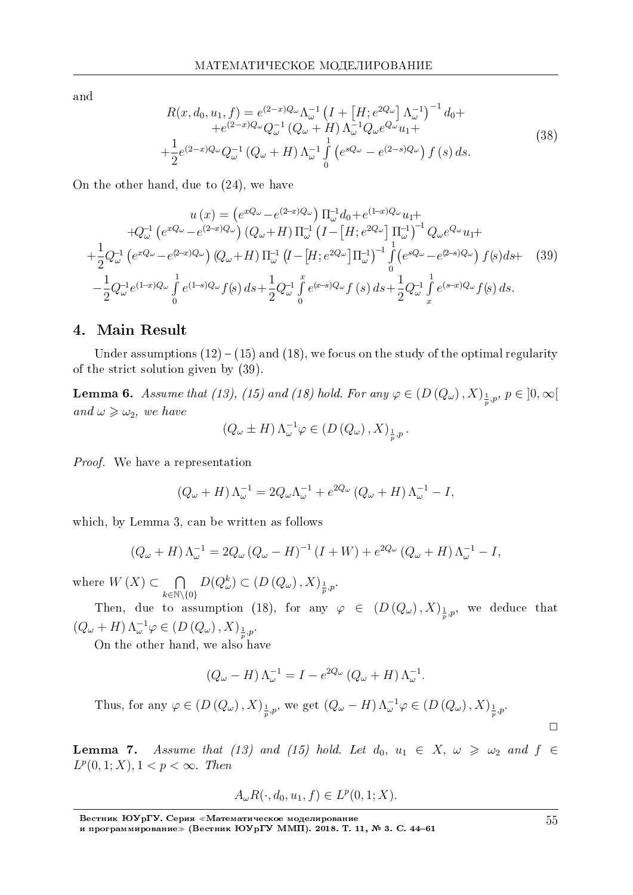and

$$
\begin{gathered}
R(x, d_0, u_1, f) = e^{(2-x)Q_\omega}\Lambda_\omega^{-1}\left(I + \left[H; e^{2Q_\omega}\right]\Lambda_\omega^{-1}\right)^{-1} d_0 + \\
+ e^{(2-x)Q_\omega} Q_\omega^{-1}\left(Q_\omega + H\right)\Lambda_\omega^{-1} Q_\omega e^{Q_\omega} u_1 + \\
+ \frac{1}{2} e^{(2-x)Q_\omega} Q_\omega^{-1}\left(Q_\omega + H\right)\Lambda_\omega^{-1}\int\limits_0^1 \left(e^{sQ_\omega} - e^{(2-s)Q_\omega}\right) f(s)\, ds.
\end{gathered} \tag{38}
$$

On the other hand, due to (24), we have

$$
\begin{gathered}
u(x) = \left(e^{xQ_\omega} - e^{(2-x)Q_\omega}\right)\Pi_\omega^{-1} d_0 + e^{(1-x)Q_\omega} u_1 + \\
+ Q_\omega^{-1}\left(e^{xQ_\omega} - e^{(2-x)Q_\omega}\right)\left(Q_\omega + H\right)\Pi_\omega^{-1}\left(I - \left[H; e^{2Q_\omega}\right]\Pi_\omega^{-1}\right)^{-1} Q_\omega e^{Q_\omega} u_1 + \\
+ \frac{1}{2} Q_\omega^{-1}\left(e^{xQ_\omega} - e^{(2-x)Q_\omega}\right)\left(Q_\omega + H\right)\Pi_\omega^{-1}\left(I - \left[H; e^{2Q_\omega}\right]\Pi_\omega^{-1}\right)^{-1}\int\limits_0^1 \left(e^{sQ_\omega} - e^{(2-s)Q_\omega}\right) f(s) ds + \\
- \frac{1}{2} Q_\omega^{-1} e^{(1-x)Q_\omega}\int\limits_0^1 e^{(1-s)Q_\omega} f(s)\, ds + \frac{1}{2} Q_\omega^{-1}\int\limits_0^x e^{(x-s)Q_\omega} f(s)\, ds + \frac{1}{2} Q_\omega^{-1}\int\limits_x^1 e^{(s-x)Q_\omega} f(s)\, ds.
\end{gathered} \tag{39}
$$

## 4. Main Result

Under assumptions (12) – (15) and (18), we focus on the study of the optimal regularity of the strict solution given by (39).

**Lemma 6.** *Assume that (13), (15) and (18) hold. For any $\varphi \in \left(D\left(Q_\omega\right), X\right)_{\frac{1}{p},p}$, $p \in ]0, \infty[$ and $\omega \geqslant \omega_2$, we have*

$$
\left(Q_\omega \pm H\right)\Lambda_\omega^{-1}\varphi \in \left(D\left(Q_\omega\right), X\right)_{\frac{1}{p},p}.
$$

*Proof.* We have a representation

$$
\left(Q_\omega + H\right)\Lambda_\omega^{-1} = 2Q_\omega\Lambda_\omega^{-1} + e^{2Q_\omega}\left(Q_\omega + H\right)\Lambda_\omega^{-1} - I,
$$

which, by Lemma 3, can be written as follows

$$
\left(Q_\omega + H\right)\Lambda_\omega^{-1} = 2Q_\omega\left(Q_\omega - H\right)^{-1}\left(I + W\right) + e^{2Q_\omega}\left(Q_\omega + H\right)\Lambda_\omega^{-1} - I,
$$

where $W(X) \subset \bigcap\limits_{k \in \mathbb{N}\setminus\{0\}} D(Q_\omega^k) \subset \left(D\left(Q_\omega\right), X\right)_{\frac{1}{p},p}$.

Then, due to assumption (18), for any $\varphi \in \left(D\left(Q_\omega\right), X\right)_{\frac{1}{p},p}$, we deduce that $\left(Q_\omega + H\right)\Lambda_\omega^{-1}\varphi \in \left(D\left(Q_\omega\right), X\right)_{\frac{1}{p},p}$.

On the other hand, we also have

$$
\left(Q_\omega - H\right)\Lambda_\omega^{-1} = I - e^{2Q_\omega}\left(Q_\omega + H\right)\Lambda_\omega^{-1}.
$$

Thus, for any $\varphi \in \left(D\left(Q_\omega\right), X\right)_{\frac{1}{p},p}$, we get $\left(Q_\omega - H\right)\Lambda_\omega^{-1}\varphi \in \left(D\left(Q_\omega\right), X\right)_{\frac{1}{p},p}$.

□

**Lemma 7.** *Assume that (13) and (15) hold. Let $d_0$, $u_1 \in X$, $\omega \geqslant \omega_2$ and $f \in L^p(0, 1; X)$, $1 < p < \infty$. Then*

$$
A_\omega R(\cdot, d_0, u_1, f) \in L^p(0, 1; X).
$$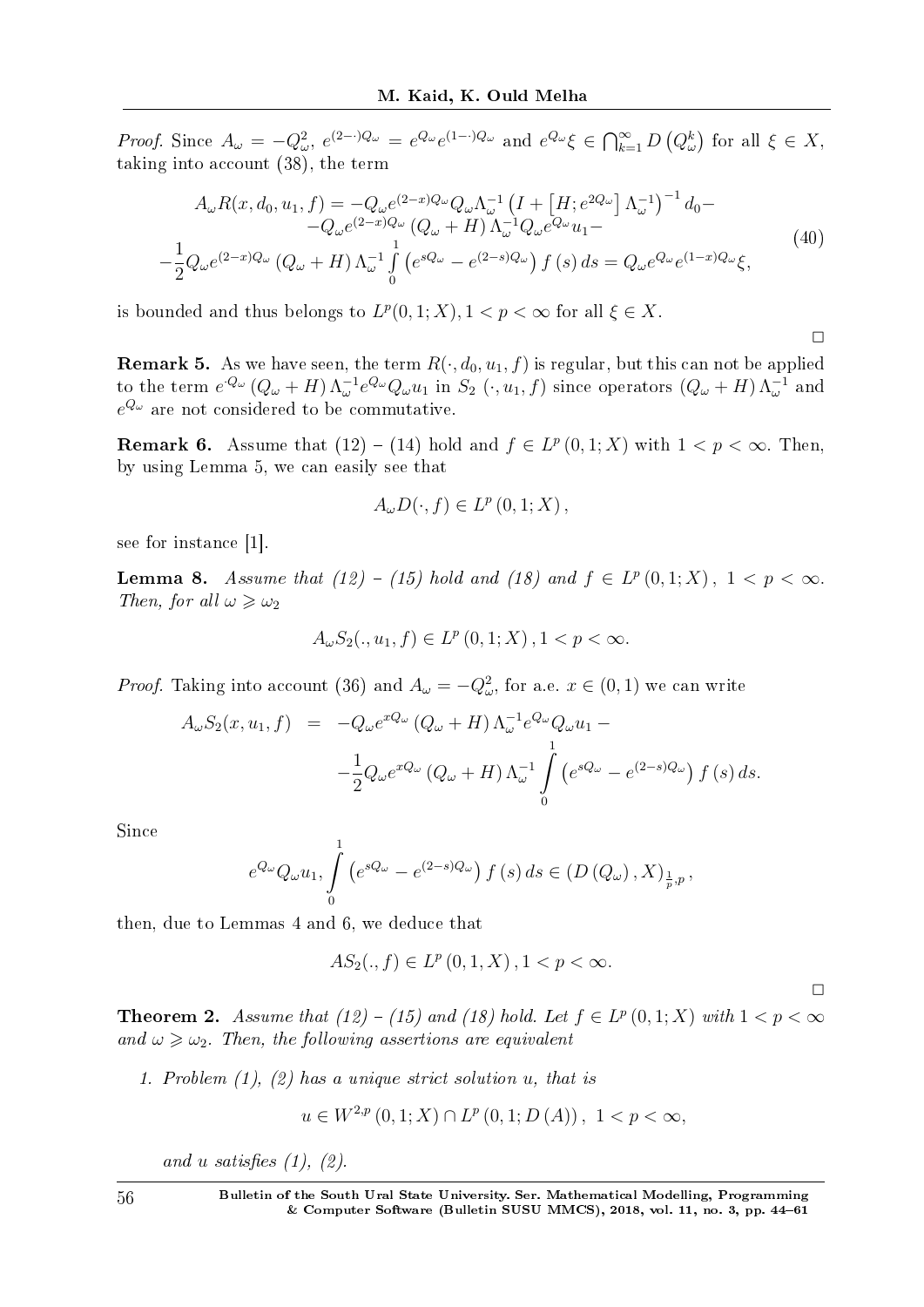*Proof.* Since $A_\omega = -Q_\omega^2$, $e^{(2-\cdot)Q_\omega} = e^{Q_\omega} e^{(1-\cdot)Q_\omega}$ and $e^{Q_\omega}\xi \in \bigcap_{k=1}^{\infty} D\left(Q_\omega^k\right)$ for all $\xi \in X$, taking into account (38), the term

$$
\begin{aligned}
A_\omega R(x, d_0, u_1, f) = -Q_\omega e^{(2-x)Q_\omega} Q_\omega \Lambda_\omega^{-1}\left(I + \left[H; e^{2Q_\omega}\right]\Lambda_\omega^{-1}\right)^{-1} d_0 - \\
-Q_\omega e^{(2-x)Q_\omega}\left(Q_\omega + H\right)\Lambda_\omega^{-1} Q_\omega e^{Q_\omega} u_1 - \\
-\frac{1}{2} Q_\omega e^{(2-x)Q_\omega}\left(Q_\omega + H\right)\Lambda_\omega^{-1}\int_0^1 \left(e^{sQ_\omega} - e^{(2-s)Q_\omega}\right) f(s)\, ds = Q_\omega e^{Q_\omega} e^{(1-x)Q_\omega}\xi,
\end{aligned}
\tag{40}
$$

is bounded and thus belongs to $L^p(0,1;X), 1 < p < \infty$ for all $\xi \in X$.

□

**Remark 5.** As we have seen, the term $R(\cdot, d_0, u_1, f)$ is regular, but this can not be applied to the term $e^{\cdot Q_\omega}\left(Q_\omega + H\right)\Lambda_\omega^{-1} e^{Q_\omega} Q_\omega u_1$ in $S_2\left(\cdot, u_1, f\right)$ since operators $\left(Q_\omega + H\right)\Lambda_\omega^{-1}$ and $e^{Q_\omega}$ are not considered to be commutative.

**Remark 6.** Assume that (12) – (14) hold and $f \in L^p(0,1;X)$ with $1 < p < \infty$. Then, by using Lemma 5, we can easily see that

$$
A_\omega D(\cdot, f) \in L^p(0,1;X),
$$

see for instance [1].

**Lemma 8.** *Assume that (12) – (15) hold and (18) and $f \in L^p(0,1;X)$, $1 < p < \infty$. Then, for all $\omega \geqslant \omega_2$*

$$
A_\omega S_2(., u_1, f) \in L^p(0,1;X), 1 < p < \infty.
$$

*Proof.* Taking into account (36) and $A_\omega = -Q_\omega^2$, for a.e. $x \in (0,1)$ we can write

$$
\begin{aligned}
A_\omega S_2(x, u_1, f) &= -Q_\omega e^{xQ_\omega}\left(Q_\omega + H\right)\Lambda_\omega^{-1} e^{Q_\omega} Q_\omega u_1 - \\
&\quad -\frac{1}{2} Q_\omega e^{xQ_\omega}\left(Q_\omega + H\right)\Lambda_\omega^{-1}\int_0^1 \left(e^{sQ_\omega} - e^{(2-s)Q_\omega}\right) f(s)\, ds.
\end{aligned}
$$

Since

$$
e^{Q_\omega} Q_\omega u_1, \int_0^1 \left(e^{sQ_\omega} - e^{(2-s)Q_\omega}\right) f(s)\, ds \in \left(D\left(Q_\omega\right), X\right)_{\frac{1}{p},p},
$$

then, due to Lemmas 4 and 6, we deduce that

$$
AS_2(., f) \in L^p(0,1,X), 1 < p < \infty.
$$

□

**Theorem 2.** *Assume that (12) – (15) and (18) hold. Let $f \in L^p(0,1;X)$ with $1 < p < \infty$ and $\omega \geqslant \omega_2$. Then, the following assertions are equivalent*

1. *Problem (1), (2) has a unique strict solution $u$, that is*

$$
u \in W^{2,p}(0,1;X) \cap L^p(0,1;D(A)),\ 1 < p < \infty,
$$

*and $u$ satisfies (1), (2).*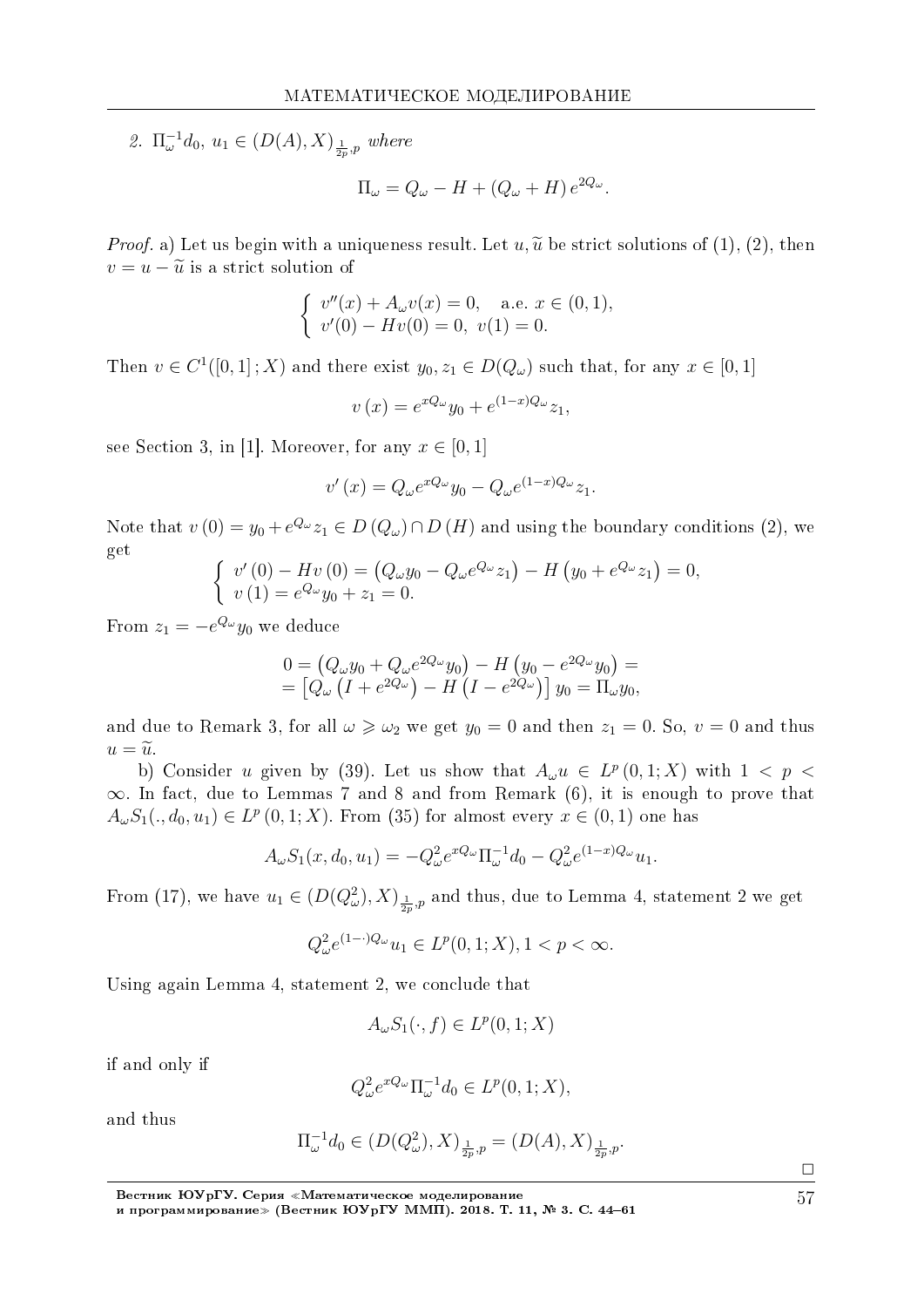2. $\Pi_\omega^{-1}d_0,\ u_1 \in (D(A), X)_{\frac{1}{2p},p}$ *where*

$$\Pi_\omega = Q_\omega - H + (Q_\omega + H)\, e^{2Q_\omega}.$$

*Proof.* a) Let us begin with a uniqueness result. Let $u, \widetilde{u}$ be strict solutions of (1), (2), then $v = u - \widetilde{u}$ is a strict solution of

$$\begin{cases} v''(x) + A_\omega v(x) = 0, \quad \text{a.e. } x \in (0,1), \\ v'(0) - Hv(0) = 0,\ v(1) = 0. \end{cases}$$

Then $v \in C^1([0,1]\,; X)$ and there exist $y_0, z_1 \in D(Q_\omega)$ such that, for any $x \in [0,1]$

$$v\,(x) = e^{xQ_\omega} y_0 + e^{(1-x)Q_\omega} z_1,$$

see Section 3, in [1]. Moreover, for any $x \in [0,1]$

$$v'\,(x) = Q_\omega e^{xQ_\omega} y_0 - Q_\omega e^{(1-x)Q_\omega} z_1.$$

Note that $v\,(0) = y_0 + e^{Q_\omega} z_1 \in D\,(Q_\omega) \cap D\,(H)$ and using the boundary conditions (2), we get

$$\begin{cases} v'\,(0) - Hv\,(0) = \left(Q_\omega y_0 - Q_\omega e^{Q_\omega} z_1\right) - H\left(y_0 + e^{Q_\omega} z_1\right) = 0, \\ v\,(1) = e^{Q_\omega} y_0 + z_1 = 0. \end{cases}$$

From $z_1 = -e^{Q_\omega} y_0$ we deduce

$$\begin{aligned} 0 &= \left(Q_\omega y_0 + Q_\omega e^{2Q_\omega} y_0\right) - H\left(y_0 - e^{2Q_\omega} y_0\right) = \\ &= \left[Q_\omega\left(I + e^{2Q_\omega}\right) - H\left(I - e^{2Q_\omega}\right)\right] y_0 = \Pi_\omega y_0, \end{aligned}$$

and due to Remark 3, for all $\omega \geqslant \omega_2$ we get $y_0 = 0$ and then $z_1 = 0$. So, $v = 0$ and thus $u = \widetilde{u}$.

b) Consider $u$ given by (39). Let us show that $A_\omega u \in L^p\,(0,1; X)$ with $1 < p < \infty$. In fact, due to Lemmas 7 and 8 and from Remark (6), it is enough to prove that $A_\omega S_1(.,d_0,u_1) \in L^p\,(0,1;X)$. From (35) for almost every $x \in (0,1)$ one has

$$A_\omega S_1(x, d_0, u_1) = -Q_\omega^2 e^{xQ_\omega} \Pi_\omega^{-1} d_0 - Q_\omega^2 e^{(1-x)Q_\omega} u_1.$$

From (17), we have $u_1 \in (D(Q_\omega^2), X)_{\frac{1}{2p},p}$ and thus, due to Lemma 4, statement 2 we get

$$Q_\omega^2 e^{(1-\cdot)Q_\omega} u_1 \in L^p(0,1;X), 1 < p < \infty.$$

Using again Lemma 4, statement 2, we conclude that

$$A_\omega S_1(\cdot, f) \in L^p(0,1;X)$$

if and only if

$$Q_\omega^2 e^{xQ_\omega} \Pi_\omega^{-1} d_0 \in L^p(0,1;X),$$

and thus

$$\Pi_\omega^{-1} d_0 \in (D(Q_\omega^2), X)_{\frac{1}{2p},p} = (D(A), X)_{\frac{1}{2p},p}.$$

$\square$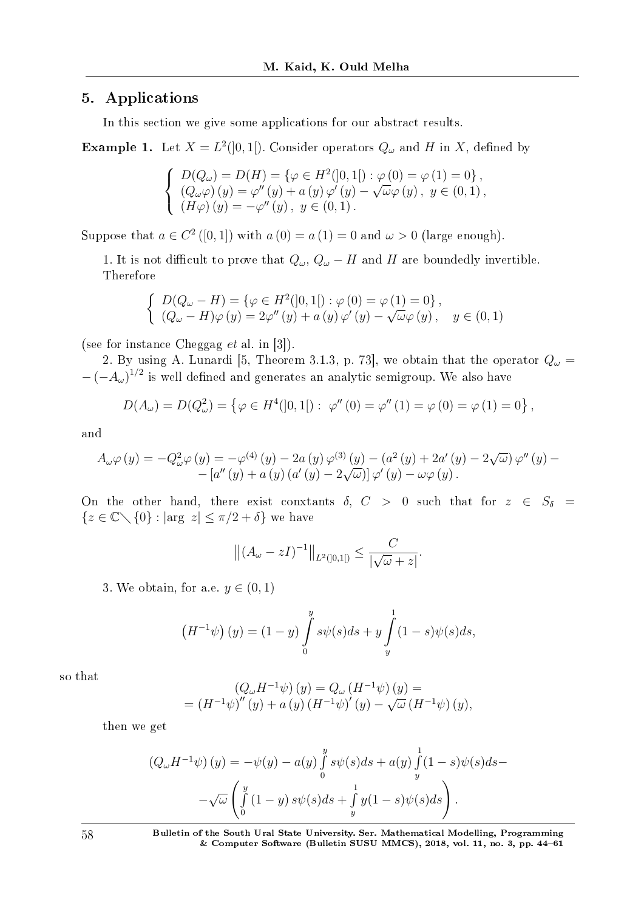## 5. Applications

In this section we give some applications for our abstract results.

**Example 1.** Let $X = L^2(]0,1[)$. Consider operators $Q_\omega$ and $H$ in $X$, defined by

$$\begin{cases} D(Q_\omega) = D(H) = \{\varphi \in H^2(]0,1[) : \varphi(0) = \varphi(1) = 0\}, \\ (Q_\omega \varphi)(y) = \varphi''(y) + a(y)\varphi'(y) - \sqrt{\omega}\varphi(y), \ y \in (0,1), \\ (H\varphi)(y) = -\varphi''(y), \ y \in (0,1). \end{cases}$$

Suppose that $a \in C^2([0,1])$ with $a(0) = a(1) = 0$ and $\omega > 0$ (large enough).

1. It is not difficult to prove that $Q_\omega$, $Q_\omega - H$ and $H$ are boundedly invertible. Therefore

$$\begin{cases} D(Q_\omega - H) = \{\varphi \in H^2(]0,1[) : \varphi(0) = \varphi(1) = 0\}, \\ (Q_\omega - H)\varphi(y) = 2\varphi''(y) + a(y)\varphi'(y) - \sqrt{\omega}\varphi(y), \quad y \in (0,1) \end{cases}$$

(see for instance Cheggag *et* al. in [3]).

2. By using A. Lunardi [5, Theorem 3.1.3, p. 73], we obtain that the operator $Q_\omega = -(-A_\omega)^{1/2}$ is well defined and generates an analytic semigroup. We also have

$$D(A_\omega) = D(Q_\omega^2) = \{\varphi \in H^4(]0,1[) : \ \varphi''(0) = \varphi''(1) = \varphi(0) = \varphi(1) = 0\},$$

and

$$A_\omega \varphi(y) = -Q_\omega^2 \varphi(y) = -\varphi^{(4)}(y) - 2a(y)\varphi^{(3)}(y) - (a^2(y) + 2a'(y) - 2\sqrt{\omega})\varphi''(y) - \\ - [a''(y) + a(y)(a'(y) - 2\sqrt{\omega})]\varphi'(y) - \omega\varphi(y).$$

On the other hand, there exist conxtants $\delta$, $C > 0$ such that for $z \in S_\delta = \{z \in \mathbb{C}\setminus\{0\} : |\arg z| \leq \pi/2 + \delta\}$ we have

$$\left\|(A_\omega - zI)^{-1}\right\|_{L^2(]0,1[)} \leq \frac{C}{|\sqrt{\omega} + z|}.$$

3. We obtain, for a.e. $y \in (0,1)$

$$\left(H^{-1}\psi\right)(y) = (1-y)\int_0^y s\psi(s)ds + y\int_y^1 (1-s)\psi(s)ds,$$

so that

$$(Q_\omega H^{-1}\psi)(y) = Q_\omega\left(H^{-1}\psi\right)(y) = \\ = \left(H^{-1}\psi\right)''(y) + a(y)\left(H^{-1}\psi\right)'(y) - \sqrt{\omega}\left(H^{-1}\psi\right)(y),$$

then we get

$$(Q_\omega H^{-1}\psi)(y) = -\psi(y) - a(y)\int_0^y s\psi(s)ds + a(y)\int_y^1 (1-s)\psi(s)ds - \\ -\sqrt{\omega}\left(\int_0^y (1-y)s\psi(s)ds + \int_y^1 y(1-s)\psi(s)ds\right).$$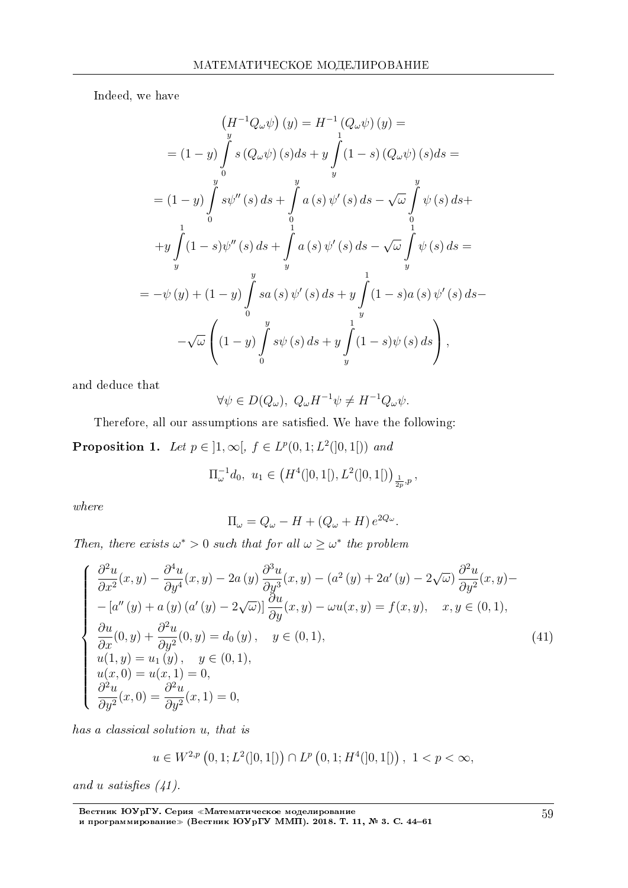Indeed, we have

$$
\begin{aligned}
&\left(H^{-1}Q_\omega\psi\right)(y) = H^{-1}\left(Q_\omega\psi\right)(y) = \\
&= (1-y)\int_0^y s\left(Q_\omega\psi\right)(s)ds + y\int_y^1 (1-s)\left(Q_\omega\psi\right)(s)ds = \\
&= (1-y)\int_0^y s\psi''(s)\,ds + \int_0^y a(s)\,\psi'(s)\,ds - \sqrt{\omega}\int_0^y \psi(s)\,ds + \\
&+ y\int_y^1 (1-s)\psi''(s)\,ds + \int_y^1 a(s)\,\psi'(s)\,ds - \sqrt{\omega}\int_y^1 \psi(s)\,ds = \\
&= -\psi(y) + (1-y)\int_0^y s a(s)\,\psi'(s)\,ds + y\int_y^1 (1-s)a(s)\,\psi'(s)\,ds - \\
&-\sqrt{\omega}\left((1-y)\int_0^y s\psi(s)\,ds + y\int_y^1 (1-s)\psi(s)\,ds\right),
\end{aligned}
$$

and deduce that

$$
\forall\psi \in D(Q_\omega),\ Q_\omega H^{-1}\psi \neq H^{-1}Q_\omega\psi.
$$

Therefore, all our assumptions are satisfied. We have the following:

**Proposition 1.** *Let $p \in ]1,\infty[$, $f \in L^p(0,1;L^2(]0,1[))$ and*

$$
\Pi_\omega^{-1}d_0,\ u_1 \in \left(H^4(]0,1[), L^2(]0,1[)\right)_{\frac{1}{2p},p},
$$

*where*

$$
\Pi_\omega = Q_\omega - H + \left(Q_\omega + H\right)e^{2Q_\omega}.
$$

*Then, there exists $\omega^* > 0$ such that for all $\omega \geq \omega^*$ the problem*

$$
\left\{
\begin{array}{l}
\dfrac{\partial^2 u}{\partial x^2}(x,y) - \dfrac{\partial^4 u}{\partial y^4}(x,y) - 2a(y)\dfrac{\partial^3 u}{\partial y^3}(x,y) - (a^2(y) + 2a'(y) - 2\sqrt{\omega})\dfrac{\partial^2 u}{\partial y^2}(x,y) - \\
-\left[a''(y) + a(y)\left(a'(y) - 2\sqrt{\omega}\right)\right]\dfrac{\partial u}{\partial y}(x,y) - \omega u(x,y) = f(x,y), \quad x, y \in (0,1), \\
\dfrac{\partial u}{\partial x}(0,y) + \dfrac{\partial^2 u}{\partial y^2}(0,y) = d_0(y), \quad y \in (0,1), \\
u(1,y) = u_1(y), \quad y \in (0,1), \\
u(x,0) = u(x,1) = 0, \\
\dfrac{\partial^2 u}{\partial y^2}(x,0) = \dfrac{\partial^2 u}{\partial y^2}(x,1) = 0,
\end{array}
\right. \tag{41}
$$

*has a classical solution $u$, that is*

$$
u \in W^{2,p}\left(0,1;L^2(]0,1[)\right) \cap L^p\left(0,1;H^4(]0,1[)\right),\ 1 < p < \infty,
$$

*and $u$ satisfies (41).*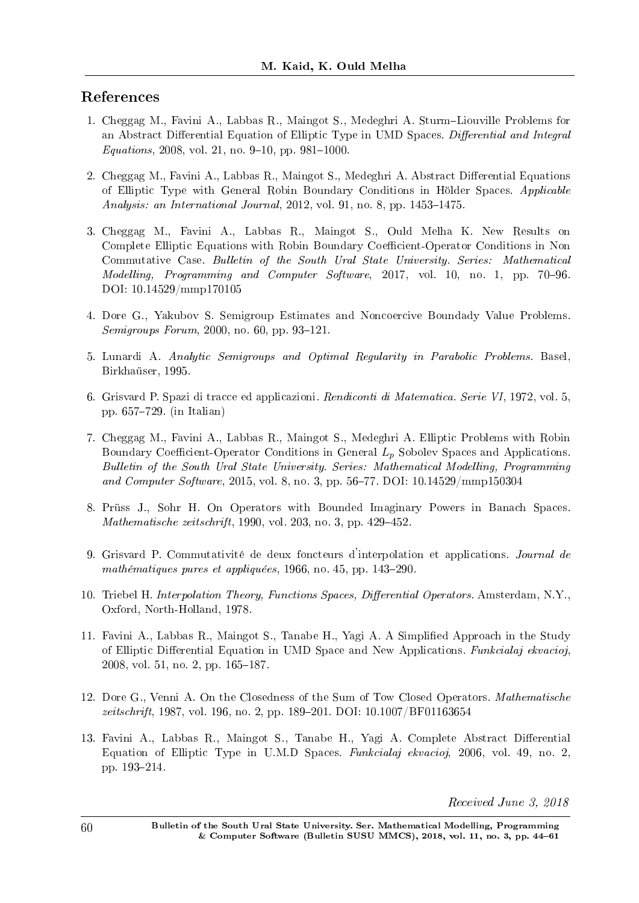## References

1. Cheggag M., Favini A., Labbas R., Maingot S., Medeghri A. Sturm–Liouville Problems for an Abstract Differential Equation of Elliptic Type in UMD Spaces. *Differential and Integral Equations*, 2008, vol. 21, no. 9–10, pp. 981–1000.

2. Cheggag M., Favini A., Labbas R., Maingot S., Medeghri A. Abstract Differential Equations of Elliptic Type with General Robin Boundary Conditions in Hölder Spaces. *Applicable Analysis: an International Journal*, 2012, vol. 91, no. 8, pp. 1453–1475.

3. Cheggag M., Favini A., Labbas R., Maingot S., Ould Melha K. New Results on Complete Elliptic Equations with Robin Boundary Coefficient-Operator Conditions in Non Commutative Case. *Bulletin of the South Ural State University. Series: Mathematical Modelling, Programming and Computer Software*, 2017, vol. 10, no. 1, pp. 70–96. DOI: 10.14529/mmp170105

4. Dore G., Yakubov S. Semigroup Estimates and Noncoercive Boundady Value Problems. *Semigroups Forum*, 2000, no. 60, pp. 93–121.

5. Lunardi A. *Analytic Semigroups and Optimal Regularity in Parabolic Problems.* Basel, Birkhaüser, 1995.

6. Grisvard P. Spazi di tracce ed applicazioni. *Rendiconti di Matematica. Serie VI*, 1972, vol. 5, pp. 657–729. (in Italian)

7. Cheggag M., Favini A., Labbas R., Maingot S., Medeghri A. Elliptic Problems with Robin Boundary Coefficient-Operator Conditions in General $L_p$ Sobolev Spaces and Applications. *Bulletin of the South Ural State University. Series: Mathematical Modelling, Programming and Computer Software*, 2015, vol. 8, no. 3, pp. 56–77. DOI: 10.14529/mmp150304

8. Prüss J., Sohr H. On Operators with Bounded Imaginary Powers in Banach Spaces. *Mathematische zeitschrift*, 1990, vol. 203, no. 3, pp. 429–452.

9. Grisvard P. Commutativité de deux foncteurs d'interpolation et applications. *Journal de mathématiques pures et appliquées*, 1966, no. 45, pp. 143–290.

10. Triebel H. *Interpolation Theory, Functions Spaces, Differential Operators.* Amsterdam, N.Y., Oxford, North-Holland, 1978.

11. Favini A., Labbas R., Maingot S., Tanabe H., Yagi A. A Simplified Approach in the Study of Elliptic Differential Equation in UMD Space and New Applications. *Funkcialaj ekvacioj*, 2008, vol. 51, no. 2, pp. 165–187.

12. Dore G., Venni A. On the Closedness of the Sum of Tow Closed Operators. *Mathematische zeitschrift*, 1987, vol. 196, no. 2, pp. 189–201. DOI: 10.1007/BF01163654

13. Favini A., Labbas R., Maingot S., Tanabe H., Yagi A. Complete Abstract Differential Equation of Elliptic Type in U.M.D Spaces. *Funkcialaj ekvacioj*, 2006, vol. 49, no. 2, pp. 193–214.

*Received June 3, 2018*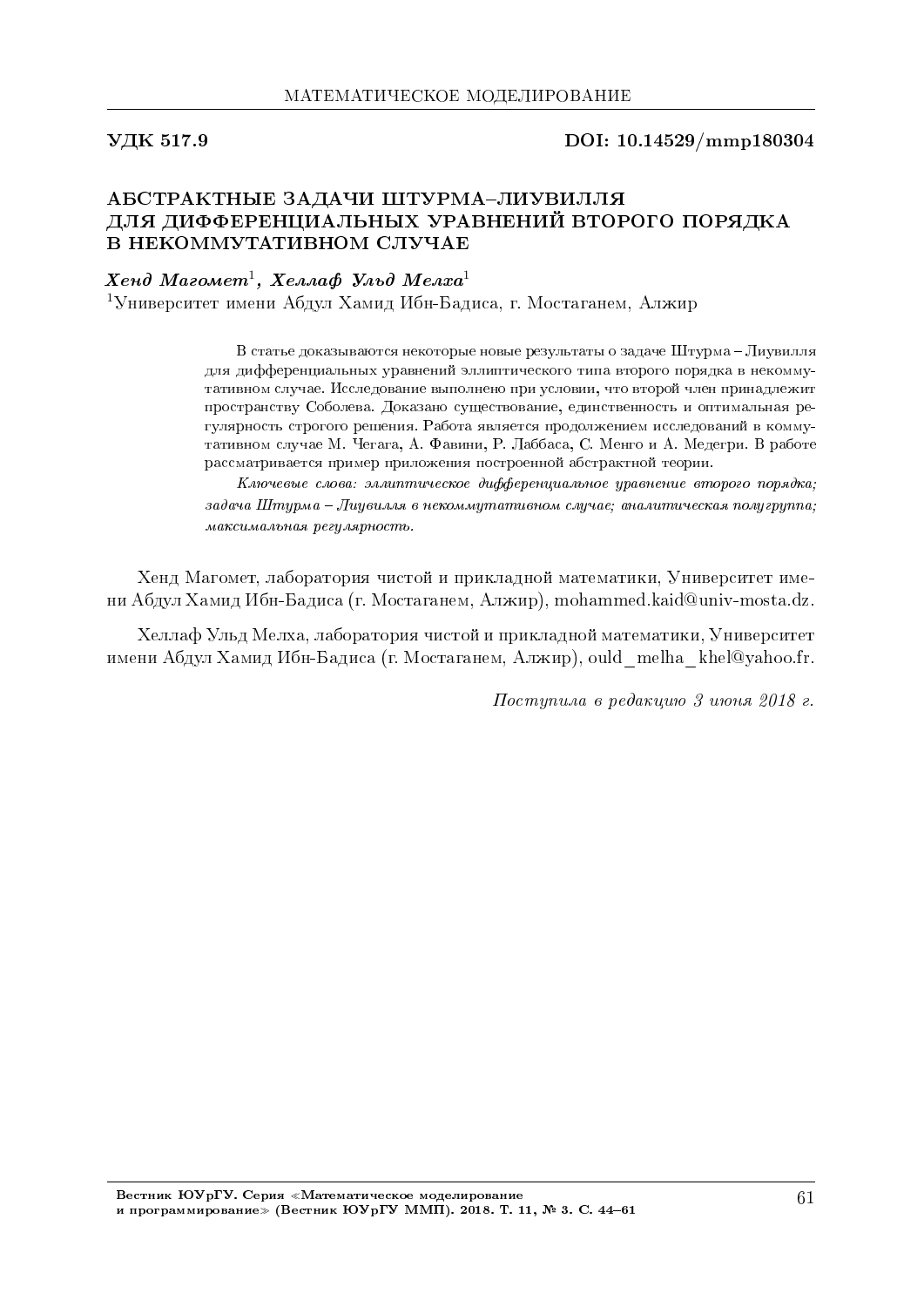УДК 517.9

DOI: 10.14529/mmp180304

# АБСТРАКТНЫЕ ЗАДАЧИ ШТУРМА–ЛИУВИЛЛЯ ДЛЯ ДИФФЕРЕНЦИАЛЬНЫХ УРАВНЕНИЙ ВТОРОГО ПОРЯДКА В НЕКОММУТАТИВНОМ СЛУЧАЕ

***Хенд Магомет***[1]***, Хеллаф Ульд Мелха***[1]

[1]Университет имени Абдул Хамид Ибн-Бадиса, г. Мостаганем, Алжир

В статье доказываются некоторые новые результаты о задаче Штурма – Лиувилля для дифференциальных уравнений эллиптического типа второго порядка в некоммутативном случае. Исследование выполнено при условии, что второй член принадлежит пространству Соболева. Доказано существование, единственность и оптимальная регулярность строгого решения. Работа является продолжением исследований в коммутативном случае М. Чегага, А. Фавини, Р. Лаббаса, С. Менго и А. Медегри. В работе рассматривается пример приложения построенной абстрактной теории.

*Ключевые слова: эллиптическое дифференциальное уравнение второго порядка; задача Штурма – Лиувилля в некоммутативном случае; аналитическая полугруппа; максимальная регулярность.*

Хенд Магомет, лаборатория чистой и прикладной математики, Университет имени Абдул Хамид Ибн-Бадиса (г. Мостаганем, Алжир), mohammed.kaid@univ-mosta.dz.

Хеллаф Ульд Мелха, лаборатория чистой и прикладной математики, Университет имени Абдул Хамид Ибн-Бадиса (г. Мостаганем, Алжир), ould_melha_khel@yahoo.fr.

*Поступила в редакцию 3 июня 2018 г.*